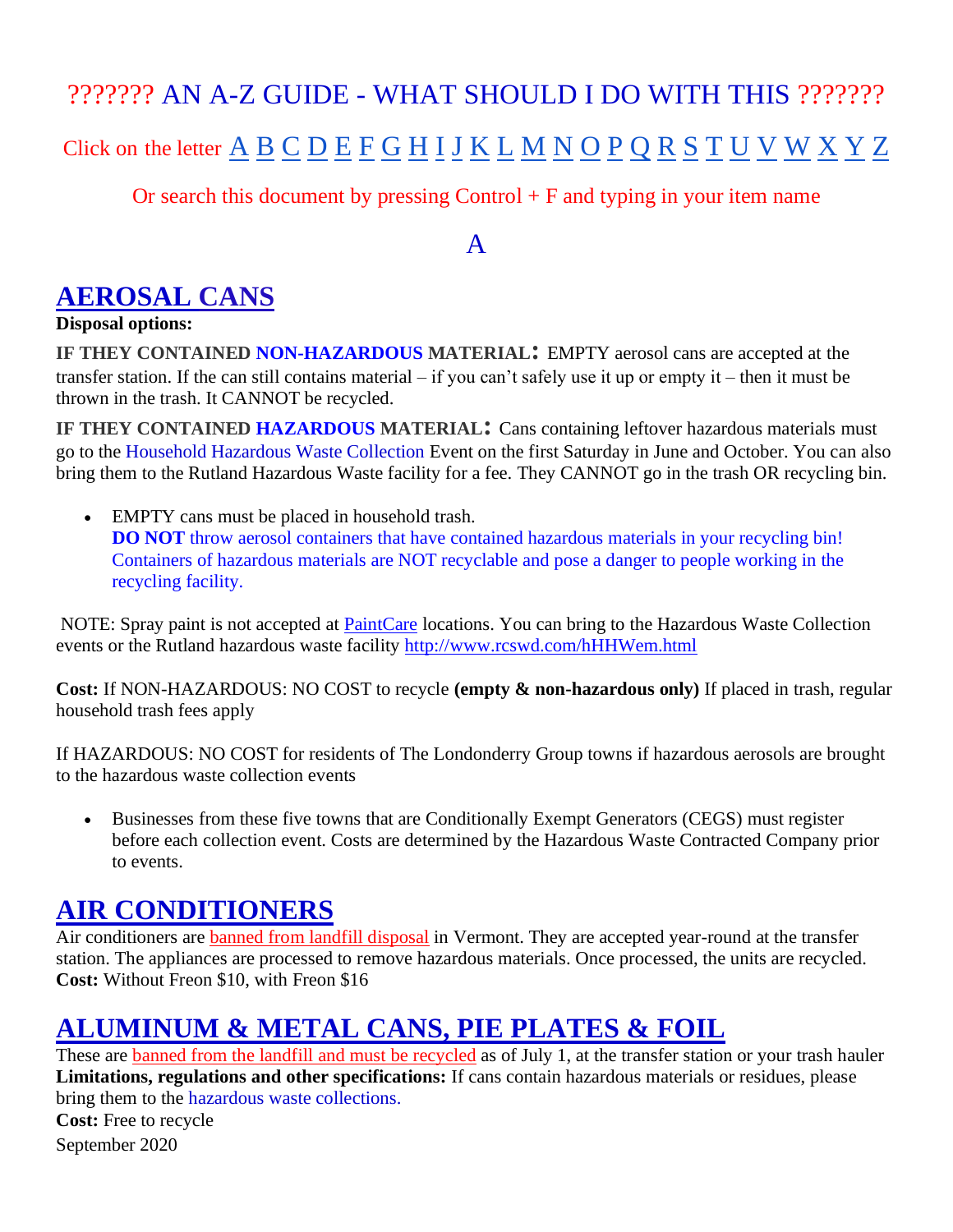# ??????? AN A-Z GUIDE - WHAT SHOULD I DO WITH THIS ???????

Click on the letter A B C D E F G H I J K L M N O P Q R S T U V W X Y Z

Or search this document by pressing Control + F and typing in your item name

A

## AEROSAL CANS

**Disposal options:**

**IF THEY CONTAINED NON-HAZARDOUS MATERIAL:** EMPTY aerosol cans are accepted at the transfer station. If the can still contains material – if you can't safely use it up or empty it – then it must be thrown in the trash. It CANNOT be recycled.

**IF THEY CONTAINED HAZARDOUS MATERIAL:** Cans containing leftover hazardous materials must go to the Household Hazardous Waste Collection Event on the first Saturday in June and October. You can also bring them to the Rutland Hazardous Waste facility for a fee. They CANNOT go in the trash OR recycling bin.

- EMPTY cans must be placed in household trash.
  **DO NOT** throw aerosol containers that have contained hazardous materials in your recycling bin! Containers of hazardous materials are NOT recyclable and pose a danger to people working in the recycling facility.

NOTE: Spray paint is not accepted at PaintCare locations. You can bring to the Hazardous Waste Collection events or the Rutland hazardous waste facility http://www.rcswd.com/hHHWem.html

**Cost:** If NON-HAZARDOUS: NO COST to recycle **(empty & non-hazardous only)** If placed in trash, regular household trash fees apply

If HAZARDOUS: NO COST for residents of The Londonderry Group towns if hazardous aerosols are brought to the hazardous waste collection events

- Businesses from these five towns that are Conditionally Exempt Generators (CEGS) must register before each collection event. Costs are determined by the Hazardous Waste Contracted Company prior to events.

## AIR CONDITIONERS

Air conditioners are banned from landfill disposal in Vermont. They are accepted year-round at the transfer station. The appliances are processed to remove hazardous materials. Once processed, the units are recycled.
**Cost:** Without Freon $10, with Freon $16

## ALUMINUM & METAL CANS, PIE PLATES & FOIL

These are banned from the landfill and must be recycled as of July 1, at the transfer station or your trash hauler
**Limitations, regulations and other specifications:** If cans contain hazardous materials or residues, please bring them to the hazardous waste collections.
**Cost:** Free to recycle

September 2020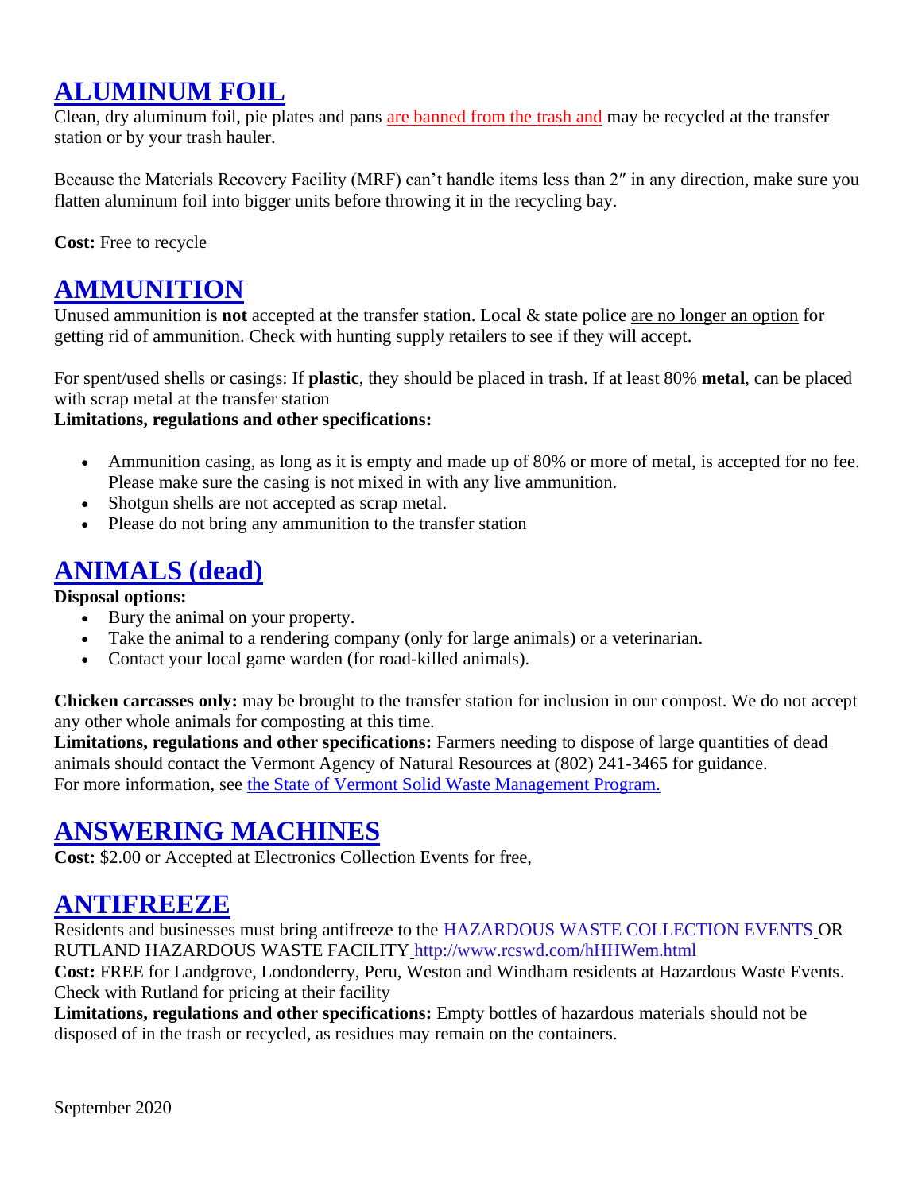## ALUMINUM FOIL

Clean, dry aluminum foil, pie plates and pans are banned from the trash and may be recycled at the transfer station or by your trash hauler.

Because the Materials Recovery Facility (MRF) can't handle items less than 2″ in any direction, make sure you flatten aluminum foil into bigger units before throwing it in the recycling bay.

**Cost:** Free to recycle

## AMMUNITION

Unused ammunition is **not** accepted at the transfer station. Local & state police are no longer an option for getting rid of ammunition. Check with hunting supply retailers to see if they will accept.

For spent/used shells or casings: If **plastic**, they should be placed in trash. If at least 80% **metal**, can be placed with scrap metal at the transfer station

**Limitations, regulations and other specifications:**

- Ammunition casing, as long as it is empty and made up of 80% or more of metal, is accepted for no fee. Please make sure the casing is not mixed in with any live ammunition.
- Shotgun shells are not accepted as scrap metal.
- Please do not bring any ammunition to the transfer station

## ANIMALS (dead)

**Disposal options:**

- Bury the animal on your property.
- Take the animal to a rendering company (only for large animals) or a veterinarian.
- Contact your local game warden (for road-killed animals).

**Chicken carcasses only:** may be brought to the transfer station for inclusion in our compost. We do not accept any other whole animals for composting at this time.

**Limitations, regulations and other specifications:** Farmers needing to dispose of large quantities of dead animals should contact the Vermont Agency of Natural Resources at (802) 241-3465 for guidance.

For more information, see the State of Vermont Solid Waste Management Program.

## ANSWERING MACHINES

**Cost:** $2.00 or Accepted at Electronics Collection Events for free,

## ANTIFREEZE

Residents and businesses must bring antifreeze to the HAZARDOUS WASTE COLLECTION EVENTS OR RUTLAND HAZARDOUS WASTE FACILITY http://www.rcswd.com/hHHWem.html

**Cost:** FREE for Landgrove, Londonderry, Peru, Weston and Windham residents at Hazardous Waste Events. Check with Rutland for pricing at their facility

**Limitations, regulations and other specifications:** Empty bottles of hazardous materials should not be disposed of in the trash or recycled, as residues may remain on the containers.

September 2020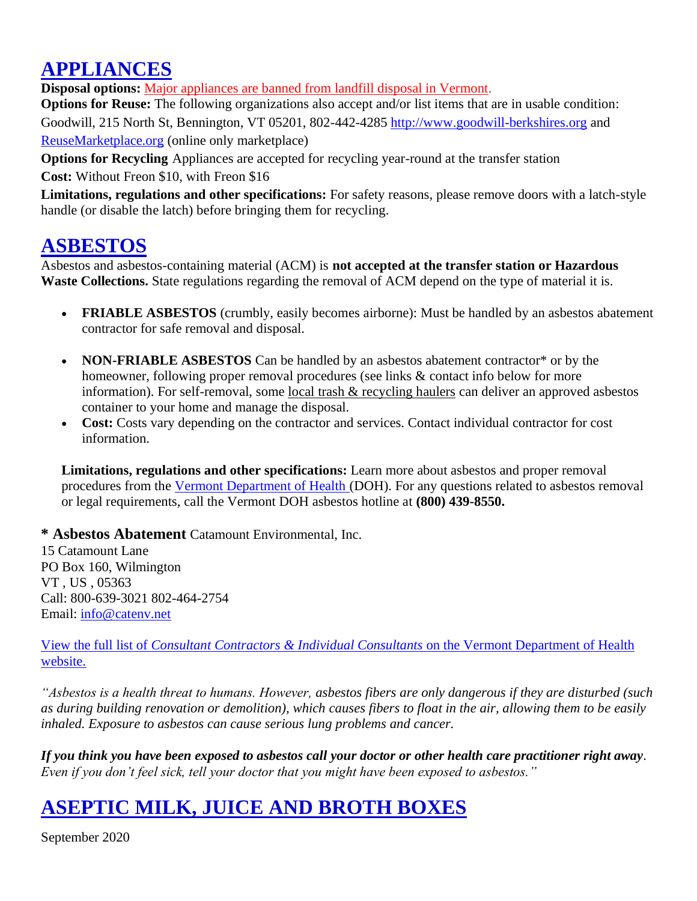# APPLIANCES

**Disposal options:** Major appliances are banned from landfill disposal in Vermont.

**Options for Reuse:** The following organizations also accept and/or list items that are in usable condition: Goodwill, 215 North St, Bennington, VT 05201, 802-442-4285 http://www.goodwill-berkshires.org and ReuseMarketplace.org (online only marketplace)

**Options for Recycling** Appliances are accepted for recycling year-round at the transfer station

**Cost:** Without Freon $10, with Freon $16

**Limitations, regulations and other specifications:** For safety reasons, please remove doors with a latch-style handle (or disable the latch) before bringing them for recycling.

# ASBESTOS

Asbestos and asbestos-containing material (ACM) is **not accepted at the transfer station or Hazardous Waste Collections.** State regulations regarding the removal of ACM depend on the type of material it is.

- **FRIABLE ASBESTOS** (crumbly, easily becomes airborne): Must be handled by an asbestos abatement contractor for safe removal and disposal.
- **NON-FRIABLE ASBESTOS** Can be handled by an asbestos abatement contractor* or by the homeowner, following proper removal procedures (see links & contact info below for more information). For self-removal, some local trash & recycling haulers can deliver an approved asbestos container to your home and manage the disposal.
- **Cost:** Costs vary depending on the contractor and services. Contact individual contractor for cost information.

**Limitations, regulations and other specifications:** Learn more about asbestos and proper removal procedures from the Vermont Department of Health (DOH). For any questions related to asbestos removal or legal requirements, call the Vermont DOH asbestos hotline at **(800) 439-8550.**

**\* Asbestos Abatement** Catamount Environmental, Inc.
15 Catamount Lane
PO Box 160, Wilmington
VT , US , 05363
Call: 800-639-3021 802-464-2754
Email: info@catenv.net

View the full list of *Consultant Contractors & Individual Consultants* on the Vermont Department of Health website.

*"Asbestos is a health threat to humans. However, asbestos fibers are only dangerous if they are disturbed (such as during building renovation or demolition), which causes fibers to float in the air, allowing them to be easily inhaled. Exposure to asbestos can cause serious lung problems and cancer.*

***If you think you have been exposed to asbestos call your doctor or other health care practitioner right away**. Even if you don't feel sick, tell your doctor that you might have been exposed to asbestos."*

# ASEPTIC MILK, JUICE AND BROTH BOXES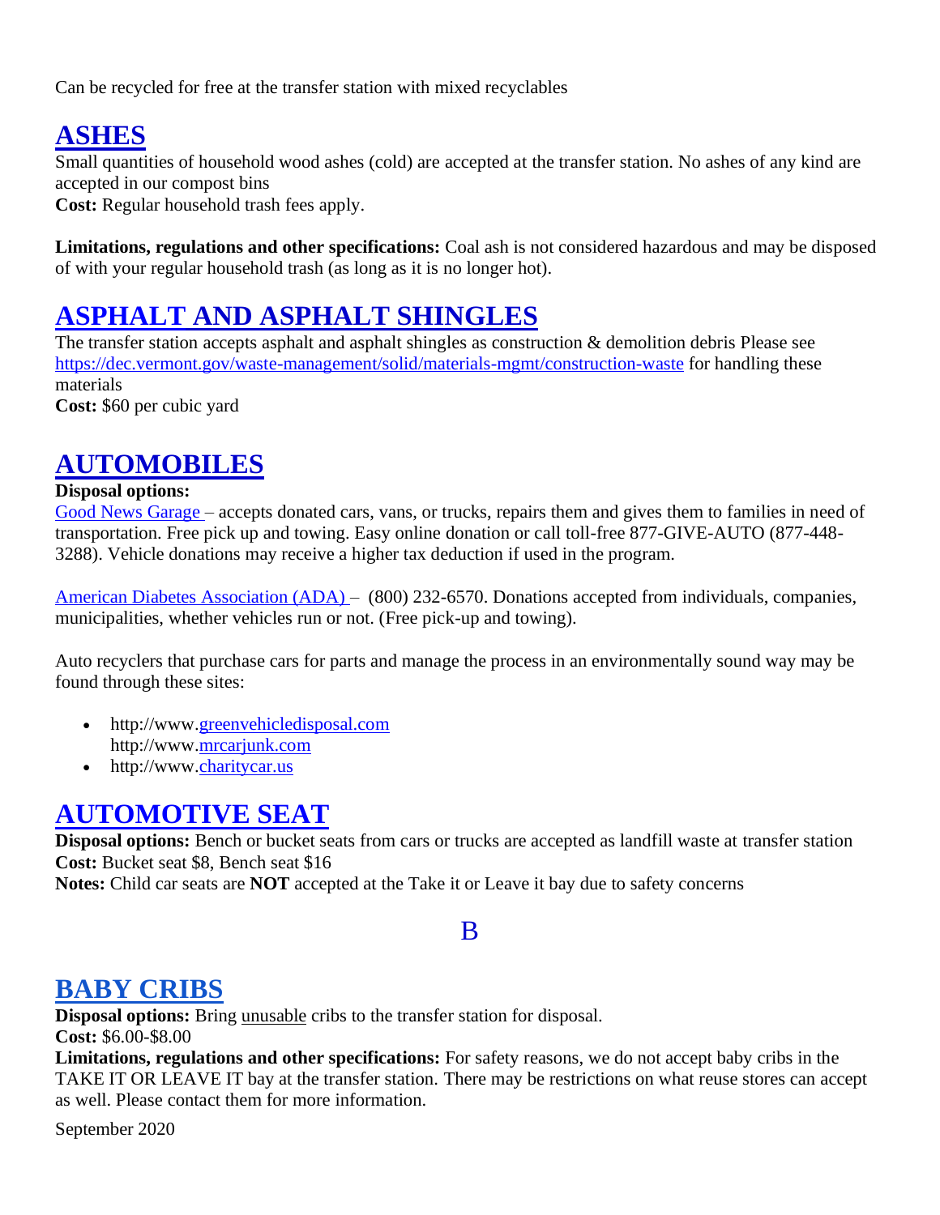Can be recycled for free at the transfer station with mixed recyclables

## ASHES

Small quantities of household wood ashes (cold) are accepted at the transfer station. No ashes of any kind are accepted in our compost bins

**Cost:** Regular household trash fees apply.

**Limitations, regulations and other specifications:** Coal ash is not considered hazardous and may be disposed of with your regular household trash (as long as it is no longer hot).

## ASPHALT AND ASPHALT SHINGLES

The transfer station accepts asphalt and asphalt shingles as construction & demolition debris Please see https://dec.vermont.gov/waste-management/solid/materials-mgmt/construction-waste for handling these materials

**Cost:** $60 per cubic yard

## AUTOMOBILES

**Disposal options:**

Good News Garage – accepts donated cars, vans, or trucks, repairs them and gives them to families in need of transportation. Free pick up and towing. Easy online donation or call toll-free 877-GIVE-AUTO (877-448-3288). Vehicle donations may receive a higher tax deduction if used in the program.

American Diabetes Association (ADA) – (800) 232-6570. Donations accepted from individuals, companies, municipalities, whether vehicles run or not. (Free pick-up and towing).

Auto recyclers that purchase cars for parts and manage the process in an environmentally sound way may be found through these sites:

- http://www.greenvehicledisposal.com
  http://www.mrcarjunk.com
- http://www.charitycar.us

## AUTOMOTIVE SEAT

**Disposal options:** Bench or bucket seats from cars or trucks are accepted as landfill waste at transfer station

**Cost:** Bucket seat $8, Bench seat $16

**Notes:** Child car seats are **NOT** accepted at the Take it or Leave it bay due to safety concerns

# B

## BABY CRIBS

**Disposal options:** Bring unusable cribs to the transfer station for disposal.

**Cost:** $6.00-$8.00

**Limitations, regulations and other specifications:** For safety reasons, we do not accept baby cribs in the TAKE IT OR LEAVE IT bay at the transfer station. There may be restrictions on what reuse stores can accept as well. Please contact them for more information.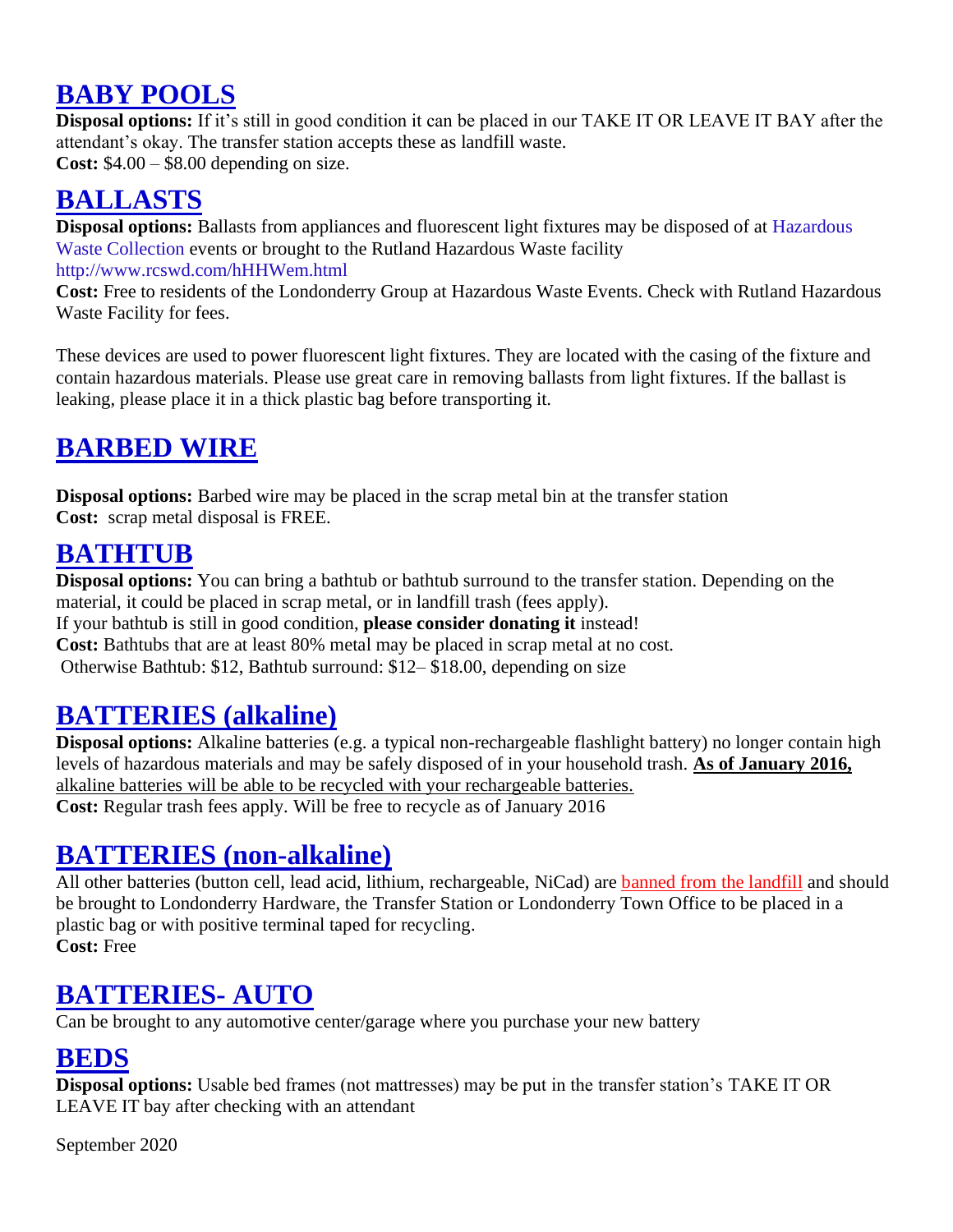## BABY POOLS

**Disposal options:** If it's still in good condition it can be placed in our TAKE IT OR LEAVE IT BAY after the attendant's okay. The transfer station accepts these as landfill waste.
**Cost:** $4.00 – $8.00 depending on size.

## BALLASTS

**Disposal options:** Ballasts from appliances and fluorescent light fixtures may be disposed of at Hazardous Waste Collection events or brought to the Rutland Hazardous Waste facility http://www.rcswd.com/hHHWem.html
**Cost:** Free to residents of the Londonderry Group at Hazardous Waste Events. Check with Rutland Hazardous Waste Facility for fees.

These devices are used to power fluorescent light fixtures. They are located with the casing of the fixture and contain hazardous materials. Please use great care in removing ballasts from light fixtures. If the ballast is leaking, please place it in a thick plastic bag before transporting it.

## BARBED WIRE

**Disposal options:** Barbed wire may be placed in the scrap metal bin at the transfer station
**Cost:** scrap metal disposal is FREE.

## BATHTUB

**Disposal options:** You can bring a bathtub or bathtub surround to the transfer station. Depending on the material, it could be placed in scrap metal, or in landfill trash (fees apply).
If your bathtub is still in good condition, **please consider donating it** instead!
**Cost:** Bathtubs that are at least 80% metal may be placed in scrap metal at no cost.
Otherwise Bathtub: $12, Bathtub surround: $12– $18.00, depending on size

## BATTERIES (alkaline)

**Disposal options:** Alkaline batteries (e.g. a typical non-rechargeable flashlight battery) no longer contain high levels of hazardous materials and may be safely disposed of in your household trash. **As of January 2016,** alkaline batteries will be able to be recycled with your rechargeable batteries.
**Cost:** Regular trash fees apply. Will be free to recycle as of January 2016

## BATTERIES (non-alkaline)

All other batteries (button cell, lead acid, lithium, rechargeable, NiCad) are banned from the landfill and should be brought to Londonderry Hardware, the Transfer Station or Londonderry Town Office to be placed in a plastic bag or with positive terminal taped for recycling.
**Cost:** Free

## BATTERIES- AUTO

Can be brought to any automotive center/garage where you purchase your new battery

## BEDS

**Disposal options:** Usable bed frames (not mattresses) may be put in the transfer station's TAKE IT OR LEAVE IT bay after checking with an attendant

September 2020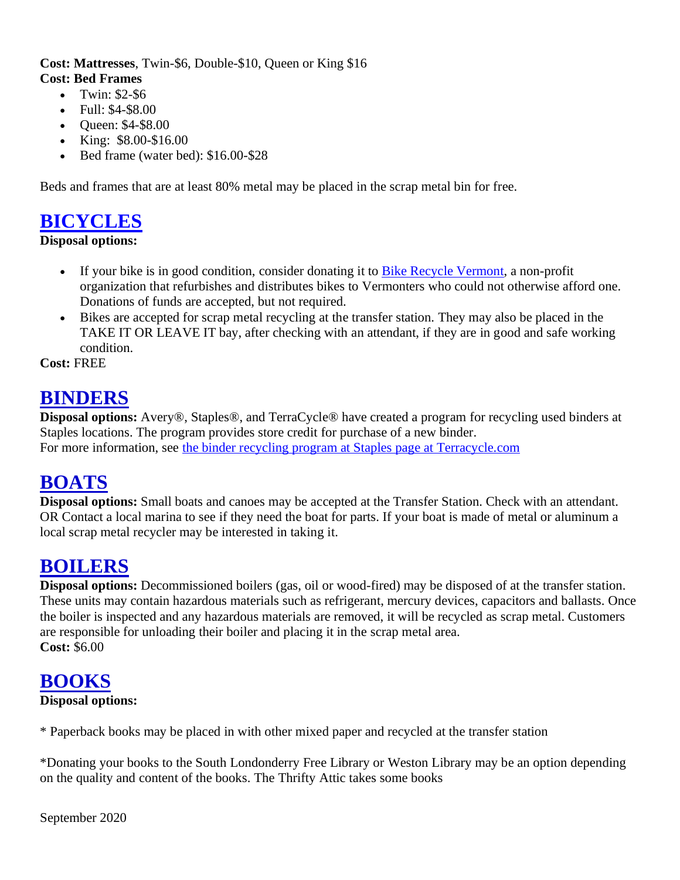**Cost: Mattresses**, Twin-$6, Double-$10, Queen or King $16

**Cost: Bed Frames**

- Twin: $2-$6
- Full: $4-$8.00
- Queen: $4-$8.00
- King: $8.00-$16.00
- Bed frame (water bed): $16.00-$28

Beds and frames that are at least 80% metal may be placed in the scrap metal bin for free.

## BICYCLES

**Disposal options:**

- If your bike is in good condition, consider donating it to Bike Recycle Vermont, a non-profit organization that refurbishes and distributes bikes to Vermonters who could not otherwise afford one. Donations of funds are accepted, but not required.
- Bikes are accepted for scrap metal recycling at the transfer station. They may also be placed in the TAKE IT OR LEAVE IT bay, after checking with an attendant, if they are in good and safe working condition.

**Cost:** FREE

## BINDERS

**Disposal options:** Avery®, Staples®, and TerraCycle® have created a program for recycling used binders at Staples locations. The program provides store credit for purchase of a new binder.
For more information, see the binder recycling program at Staples page at Terracycle.com

## BOATS

**Disposal options:** Small boats and canoes may be accepted at the Transfer Station. Check with an attendant. OR Contact a local marina to see if they need the boat for parts. If your boat is made of metal or aluminum a local scrap metal recycler may be interested in taking it.

## BOILERS

**Disposal options:** Decommissioned boilers (gas, oil or wood-fired) may be disposed of at the transfer station. These units may contain hazardous materials such as refrigerant, mercury devices, capacitors and ballasts. Once the boiler is inspected and any hazardous materials are removed, it will be recycled as scrap metal. Customers are responsible for unloading their boiler and placing it in the scrap metal area.

**Cost:** $6.00

## BOOKS

**Disposal options:**

* Paperback books may be placed in with other mixed paper and recycled at the transfer station

*Donating your books to the South Londonderry Free Library or Weston Library may be an option depending on the quality and content of the books. The Thrifty Attic takes some books

September 2020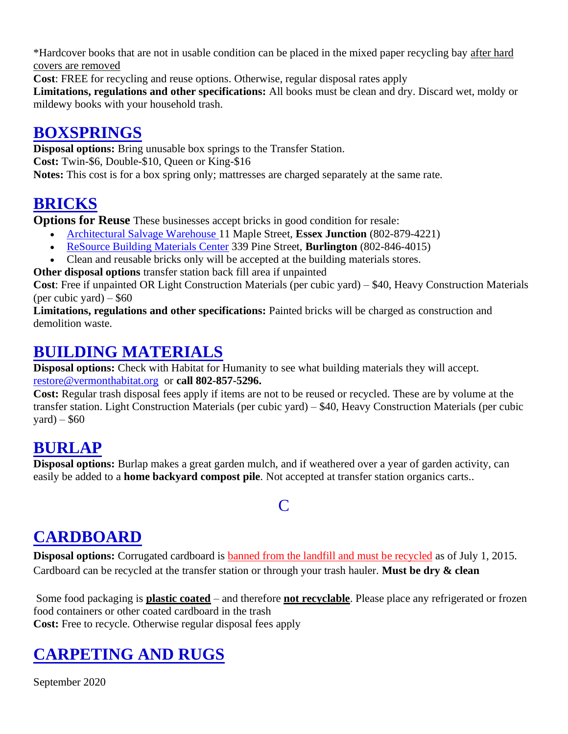*Hardcover books that are not in usable condition can be placed in the mixed paper recycling bay after hard covers are removed

**Cost**: FREE for recycling and reuse options. Otherwise, regular disposal rates apply

**Limitations, regulations and other specifications:** All books must be clean and dry. Discard wet, moldy or mildewy books with your household trash.

## BOXSPRINGS

**Disposal options:** Bring unusable box springs to the Transfer Station.

**Cost:** Twin-$6, Double-$10, Queen or King-$16

**Notes:** This cost is for a box spring only; mattresses are charged separately at the same rate.

## BRICKS

**Options for Reuse** These businesses accept bricks in good condition for resale:

- Architectural Salvage Warehouse 11 Maple Street, **Essex Junction** (802-879-4221)
- ReSource Building Materials Center 339 Pine Street, **Burlington** (802-846-4015)
- Clean and reusable bricks only will be accepted at the building materials stores.

**Other disposal options** transfer station back fill area if unpainted

**Cost**: Free if unpainted OR Light Construction Materials (per cubic yard) – $40, Heavy Construction Materials (per cubic yard) – $60

**Limitations, regulations and other specifications:** Painted bricks will be charged as construction and demolition waste.

## BUILDING MATERIALS

**Disposal options:** Check with Habitat for Humanity to see what building materials they will accept. restore@vermonthabitat.org or **call 802-857-5296.**

**Cost:** Regular trash disposal fees apply if items are not to be reused or recycled. These are by volume at the transfer station. Light Construction Materials (per cubic yard) – $40, Heavy Construction Materials (per cubic yard) – $60

## BURLAP

**Disposal options:** Burlap makes a great garden mulch, and if weathered over a year of garden activity, can easily be added to a **home backyard compost pile**. Not accepted at transfer station organics carts..

# C

## CARDBOARD

**Disposal options:** Corrugated cardboard is banned from the landfill and must be recycled as of July 1, 2015. Cardboard can be recycled at the transfer station or through your trash hauler. **Must be dry & clean**

Some food packaging is **plastic coated** – and therefore **not recyclable**. Please place any refrigerated or frozen food containers or other coated cardboard in the trash

**Cost:** Free to recycle. Otherwise regular disposal fees apply

## CARPETING AND RUGS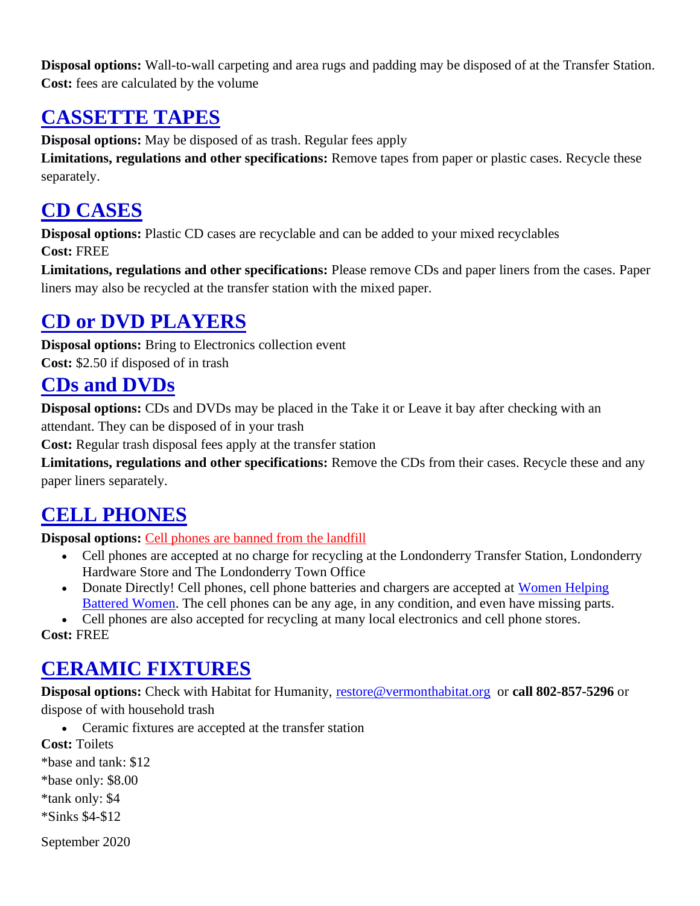**Disposal options:** Wall-to-wall carpeting and area rugs and padding may be disposed of at the Transfer Station.
**Cost:** fees are calculated by the volume

## CASSETTE TAPES

**Disposal options:** May be disposed of as trash. Regular fees apply
**Limitations, regulations and other specifications:** Remove tapes from paper or plastic cases. Recycle these separately.

## CD CASES

**Disposal options:** Plastic CD cases are recyclable and can be added to your mixed recyclables
**Cost:** FREE
**Limitations, regulations and other specifications:** Please remove CDs and paper liners from the cases. Paper liners may also be recycled at the transfer station with the mixed paper.

## CD or DVD PLAYERS

**Disposal options:** Bring to Electronics collection event
**Cost:** $2.50 if disposed of in trash

## CDs and DVDs

**Disposal options:** CDs and DVDs may be placed in the Take it or Leave it bay after checking with an attendant. They can be disposed of in your trash
**Cost:** Regular trash disposal fees apply at the transfer station
**Limitations, regulations and other specifications:** Remove the CDs from their cases. Recycle these and any paper liners separately.

## CELL PHONES

**Disposal options:** Cell phones are banned from the landfill

- Cell phones are accepted at no charge for recycling at the Londonderry Transfer Station, Londonderry Hardware Store and The Londonderry Town Office
- Donate Directly! Cell phones, cell phone batteries and chargers are accepted at Women Helping Battered Women. The cell phones can be any age, in any condition, and even have missing parts.
- Cell phones are also accepted for recycling at many local electronics and cell phone stores.

**Cost:** FREE

## CERAMIC FIXTURES

**Disposal options:** Check with Habitat for Humanity, restore@vermonthabitat.org or **call 802-857-5296** or dispose of with household trash

- Ceramic fixtures are accepted at the transfer station

**Cost:** Toilets
*base and tank: $12
*base only: $8.00
*tank only: $4
*Sinks $4-$12

September 2020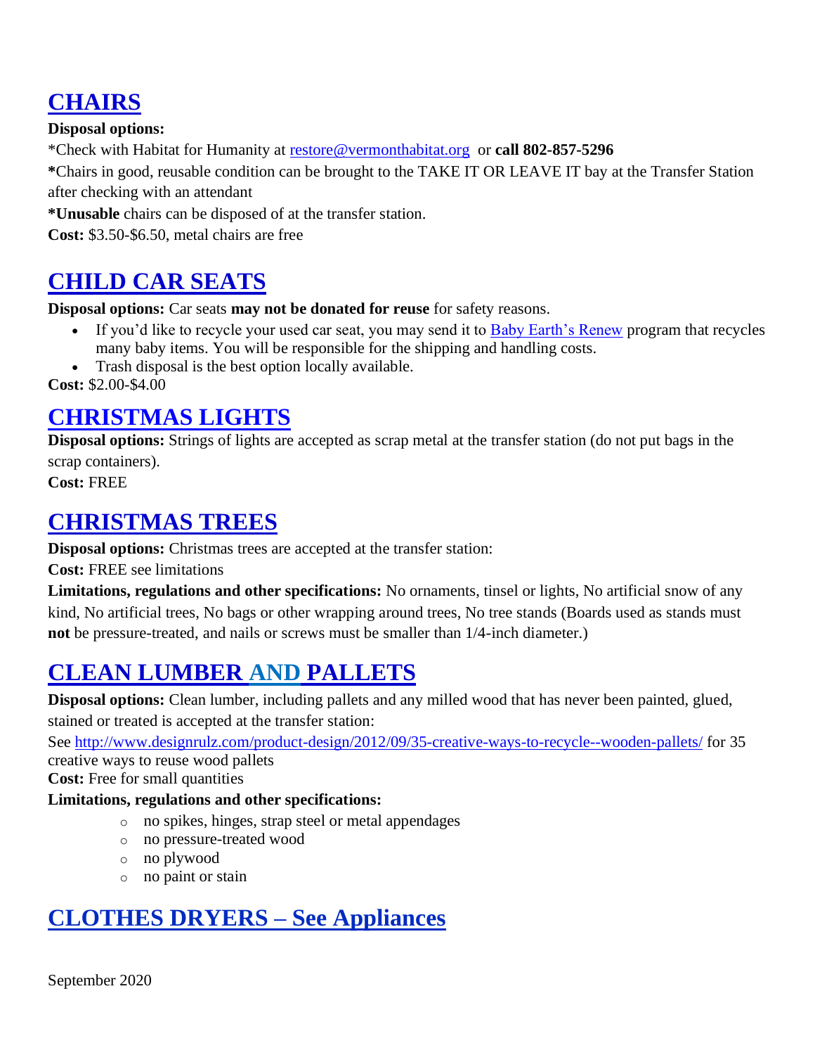## CHAIRS

**Disposal options:**

*Check with Habitat for Humanity at restore@vermonthabitat.org or **call 802-857-5296**

**\***Chairs in good, reusable condition can be brought to the TAKE IT OR LEAVE IT bay at the Transfer Station after checking with an attendant

***Unusable** chairs can be disposed of at the transfer station.

**Cost:** $3.50-$6.50, metal chairs are free

## CHILD CAR SEATS

**Disposal options:** Car seats **may not be donated for reuse** for safety reasons.

- If you'd like to recycle your used car seat, you may send it to Baby Earth's Renew program that recycles many baby items. You will be responsible for the shipping and handling costs.
- Trash disposal is the best option locally available.

**Cost:** $2.00-$4.00

## CHRISTMAS LIGHTS

**Disposal options:** Strings of lights are accepted as scrap metal at the transfer station (do not put bags in the scrap containers).

**Cost:** FREE

## CHRISTMAS TREES

**Disposal options:** Christmas trees are accepted at the transfer station:

**Cost:** FREE see limitations

**Limitations, regulations and other specifications:** No ornaments, tinsel or lights, No artificial snow of any kind, No artificial trees, No bags or other wrapping around trees, No tree stands (Boards used as stands must **not** be pressure-treated, and nails or screws must be smaller than 1/4-inch diameter.)

## CLEAN LUMBER AND PALLETS

**Disposal options:** Clean lumber, including pallets and any milled wood that has never been painted, glued, stained or treated is accepted at the transfer station:

See http://www.designrulz.com/product-design/2012/09/35-creative-ways-to-recycle--wooden-pallets/ for 35 creative ways to reuse wood pallets

**Cost:** Free for small quantities

**Limitations, regulations and other specifications:**

- no spikes, hinges, strap steel or metal appendages
- no pressure-treated wood
- no plywood
- no paint or stain

## CLOTHES DRYERS – See Appliances

September 2020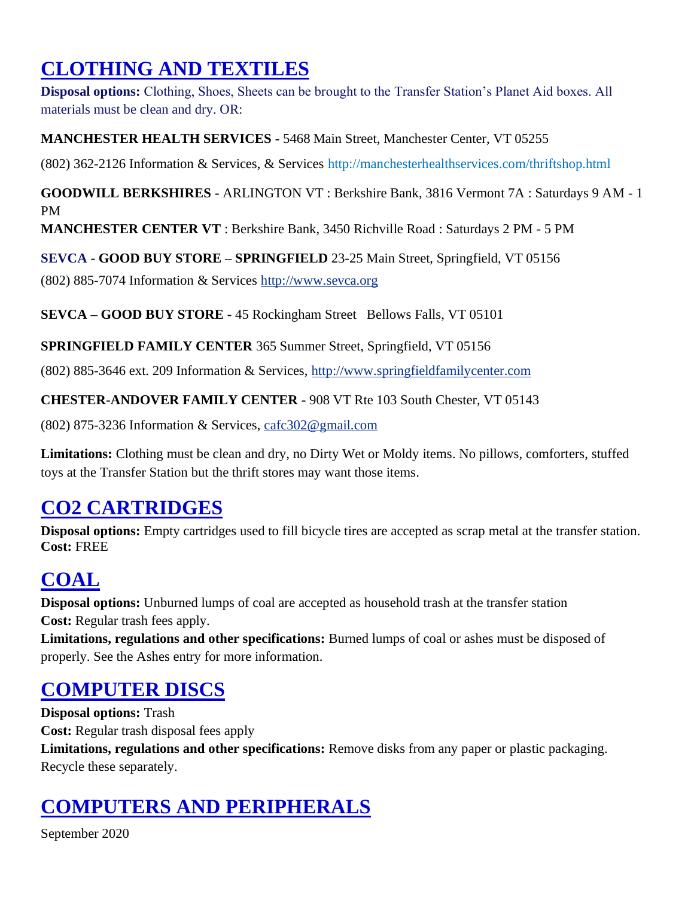## CLOTHING AND TEXTILES

**Disposal options:** Clothing, Shoes, Sheets can be brought to the Transfer Station's Planet Aid boxes. All materials must be clean and dry. OR:

**MANCHESTER HEALTH SERVICES -** 5468 Main Street, Manchester Center, VT 05255

(802) 362-2126 Information & Services, & Services http://manchesterhealthservices.com/thriftshop.html

**GOODWILL BERKSHIRES -** ARLINGTON VT : Berkshire Bank, 3816 Vermont 7A : Saturdays 9 AM - 1 PM

**MANCHESTER CENTER VT** : Berkshire Bank, 3450 Richville Road : Saturdays 2 PM - 5 PM

**SEVCA - GOOD BUY STORE – SPRINGFIELD** 23-25 Main Street, Springfield, VT 05156

(802) 885-7074 Information & Services http://www.sevca.org

**SEVCA – GOOD BUY STORE -** 45 Rockingham Street Bellows Falls, VT 05101

**SPRINGFIELD FAMILY CENTER** 365 Summer Street, Springfield, VT 05156

(802) 885-3646 ext. 209 Information & Services, http://www.springfieldfamilycenter.com

**CHESTER-ANDOVER FAMILY CENTER -** 908 VT Rte 103 South Chester, VT 05143

(802) 875-3236 Information & Services, cafc302@gmail.com

**Limitations:** Clothing must be clean and dry, no Dirty Wet or Moldy items. No pillows, comforters, stuffed toys at the Transfer Station but the thrift stores may want those items.

## CO2 CARTRIDGES

**Disposal options:** Empty cartridges used to fill bicycle tires are accepted as scrap metal at the transfer station.
**Cost:** FREE

## COAL

**Disposal options:** Unburned lumps of coal are accepted as household trash at the transfer station
**Cost:** Regular trash fees apply.
**Limitations, regulations and other specifications:** Burned lumps of coal or ashes must be disposed of properly. See the Ashes entry for more information.

## COMPUTER DISCS

**Disposal options:** Trash
**Cost:** Regular trash disposal fees apply
**Limitations, regulations and other specifications:** Remove disks from any paper or plastic packaging. Recycle these separately.

## COMPUTERS AND PERIPHERALS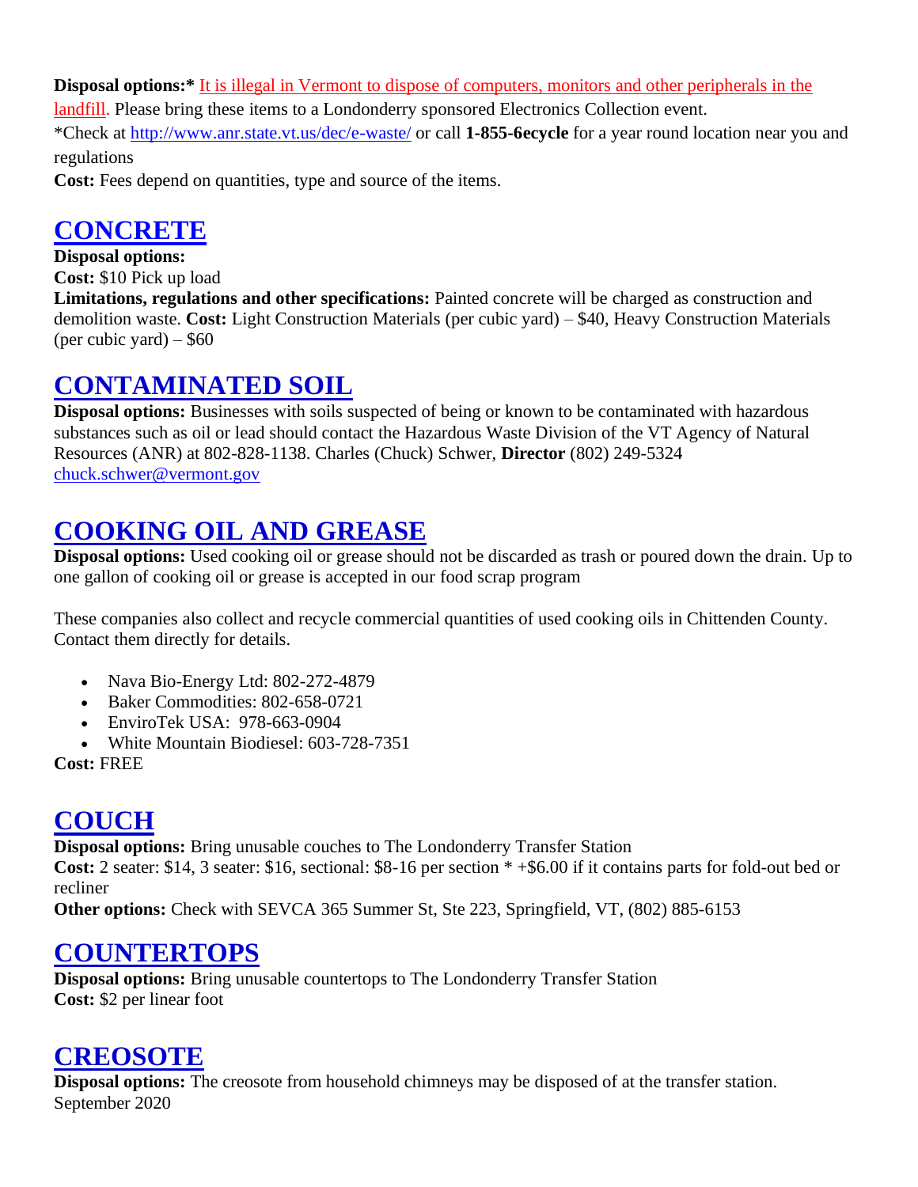**Disposal options:*** It is illegal in Vermont to dispose of computers, monitors and other peripherals in the landfill. Please bring these items to a Londonderry sponsored Electronics Collection event.
*Check at http://www.anr.state.vt.us/dec/e-waste/ or call **1-855-6ecycle** for a year round location near you and regulations
**Cost:** Fees depend on quantities, type and source of the items.

## CONCRETE

**Disposal options:**
**Cost:** $10 Pick up load
**Limitations, regulations and other specifications:** Painted concrete will be charged as construction and demolition waste. **Cost:** Light Construction Materials (per cubic yard) – $40, Heavy Construction Materials (per cubic yard) – $60

## CONTAMINATED SOIL

**Disposal options:** Businesses with soils suspected of being or known to be contaminated with hazardous substances such as oil or lead should contact the Hazardous Waste Division of the VT Agency of Natural Resources (ANR) at 802-828-1138. Charles (Chuck) Schwer, **Director** (802) 249-5324 chuck.schwer@vermont.gov

## COOKING OIL AND GREASE

**Disposal options:** Used cooking oil or grease should not be discarded as trash or poured down the drain. Up to one gallon of cooking oil or grease is accepted in our food scrap program

These companies also collect and recycle commercial quantities of used cooking oils in Chittenden County. Contact them directly for details.

- Nava Bio-Energy Ltd: 802-272-4879
- Baker Commodities: 802-658-0721
- EnviroTek USA: 978-663-0904
- White Mountain Biodiesel: 603-728-7351

**Cost:** FREE

## COUCH

**Disposal options:** Bring unusable couches to The Londonderry Transfer Station
**Cost:** 2 seater: $14, 3 seater: $16, sectional: $8-16 per section * +$6.00 if it contains parts for fold-out bed or recliner
**Other options:** Check with SEVCA 365 Summer St, Ste 223, Springfield, VT, (802) 885-6153

## COUNTERTOPS

**Disposal options:** Bring unusable countertops to The Londonderry Transfer Station
**Cost:** $2 per linear foot

## CREOSOTE

**Disposal options:** The creosote from household chimneys may be disposed of at the transfer station.
September 2020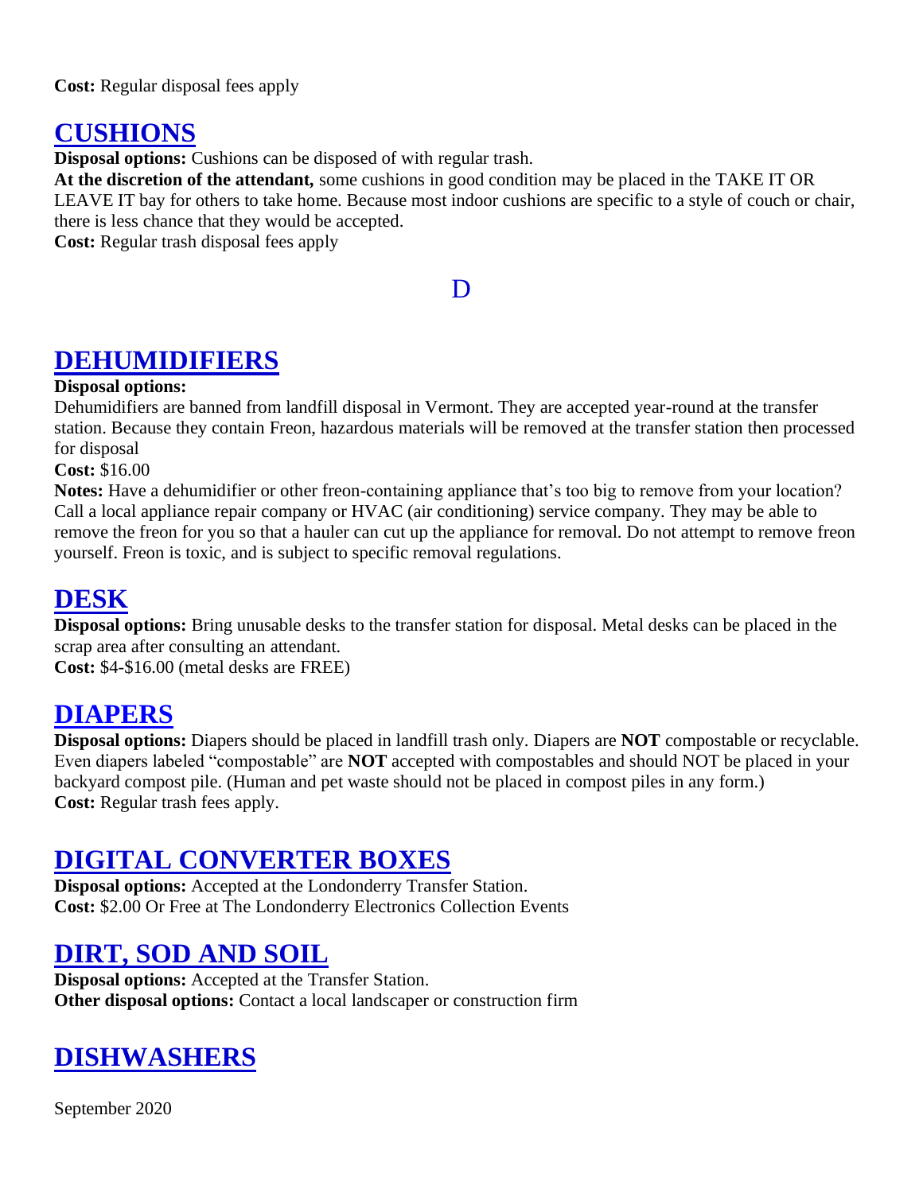**Cost:** Regular disposal fees apply

## CUSHIONS

**Disposal options:** Cushions can be disposed of with regular trash.
**At the discretion of the attendant,** some cushions in good condition may be placed in the TAKE IT OR LEAVE IT bay for others to take home. Because most indoor cushions are specific to a style of couch or chair, there is less chance that they would be accepted.
**Cost:** Regular trash disposal fees apply

# D

## DEHUMIDIFIERS

**Disposal options:**
Dehumidifiers are banned from landfill disposal in Vermont. They are accepted year-round at the transfer station. Because they contain Freon, hazardous materials will be removed at the transfer station then processed for disposal
**Cost:** $16.00
**Notes:** Have a dehumidifier or other freon-containing appliance that's too big to remove from your location? Call a local appliance repair company or HVAC (air conditioning) service company. They may be able to remove the freon for you so that a hauler can cut up the appliance for removal. Do not attempt to remove freon yourself. Freon is toxic, and is subject to specific removal regulations.

## DESK

**Disposal options:** Bring unusable desks to the transfer station for disposal. Metal desks can be placed in the scrap area after consulting an attendant.
**Cost:** $4-$16.00 (metal desks are FREE)

## DIAPERS

**Disposal options:** Diapers should be placed in landfill trash only. Diapers are **NOT** compostable or recyclable. Even diapers labeled "compostable" are **NOT** accepted with compostables and should NOT be placed in your backyard compost pile. (Human and pet waste should not be placed in compost piles in any form.)
**Cost:** Regular trash fees apply.

## DIGITAL CONVERTER BOXES

**Disposal options:** Accepted at the Londonderry Transfer Station.
**Cost:** $2.00 Or Free at The Londonderry Electronics Collection Events

## DIRT, SOD AND SOIL

**Disposal options:** Accepted at the Transfer Station.
**Other disposal options:** Contact a local landscaper or construction firm

## DISHWASHERS

September 2020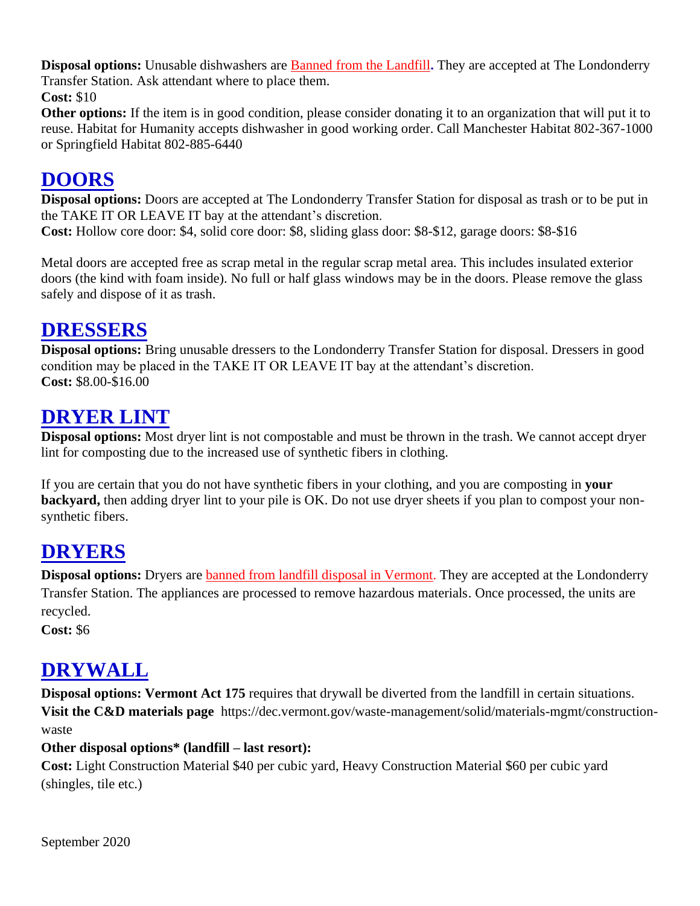**Disposal options:** Unusable dishwashers are Banned from the Landfill**.** They are accepted at The Londonderry Transfer Station. Ask attendant where to place them.
**Cost:** $10
**Other options:** If the item is in good condition, please consider donating it to an organization that will put it to reuse. Habitat for Humanity accepts dishwasher in good working order. Call Manchester Habitat 802-367-1000 or Springfield Habitat 802-885-6440

# DOORS

**Disposal options:** Doors are accepted at The Londonderry Transfer Station for disposal as trash or to be put in the TAKE IT OR LEAVE IT bay at the attendant's discretion.
**Cost:** Hollow core door: $4, solid core door: $8, sliding glass door: $8-$12, garage doors: $8-$16

Metal doors are accepted free as scrap metal in the regular scrap metal area. This includes insulated exterior doors (the kind with foam inside). No full or half glass windows may be in the doors. Please remove the glass safely and dispose of it as trash.

# DRESSERS

**Disposal options:** Bring unusable dressers to the Londonderry Transfer Station for disposal. Dressers in good condition may be placed in the TAKE IT OR LEAVE IT bay at the attendant's discretion.
**Cost:** $8.00-$16.00

# DRYER LINT

**Disposal options:** Most dryer lint is not compostable and must be thrown in the trash. We cannot accept dryer lint for composting due to the increased use of synthetic fibers in clothing.

If you are certain that you do not have synthetic fibers in your clothing, and you are composting in **your backyard,** then adding dryer lint to your pile is OK. Do not use dryer sheets if you plan to compost your non-synthetic fibers.

# DRYERS

**Disposal options:** Dryers are banned from landfill disposal in Vermont. They are accepted at the Londonderry Transfer Station. The appliances are processed to remove hazardous materials. Once processed, the units are recycled.
**Cost:** $6

# DRYWALL

**Disposal options: Vermont Act 175** requires that drywall be diverted from the landfill in certain situations.
**Visit the C&D materials page** https://dec.vermont.gov/waste-management/solid/materials-mgmt/construction-waste

**Other disposal options\* (landfill – last resort):**

**Cost:** Light Construction Material $40 per cubic yard, Heavy Construction Material $60 per cubic yard (shingles, tile etc.)

September 2020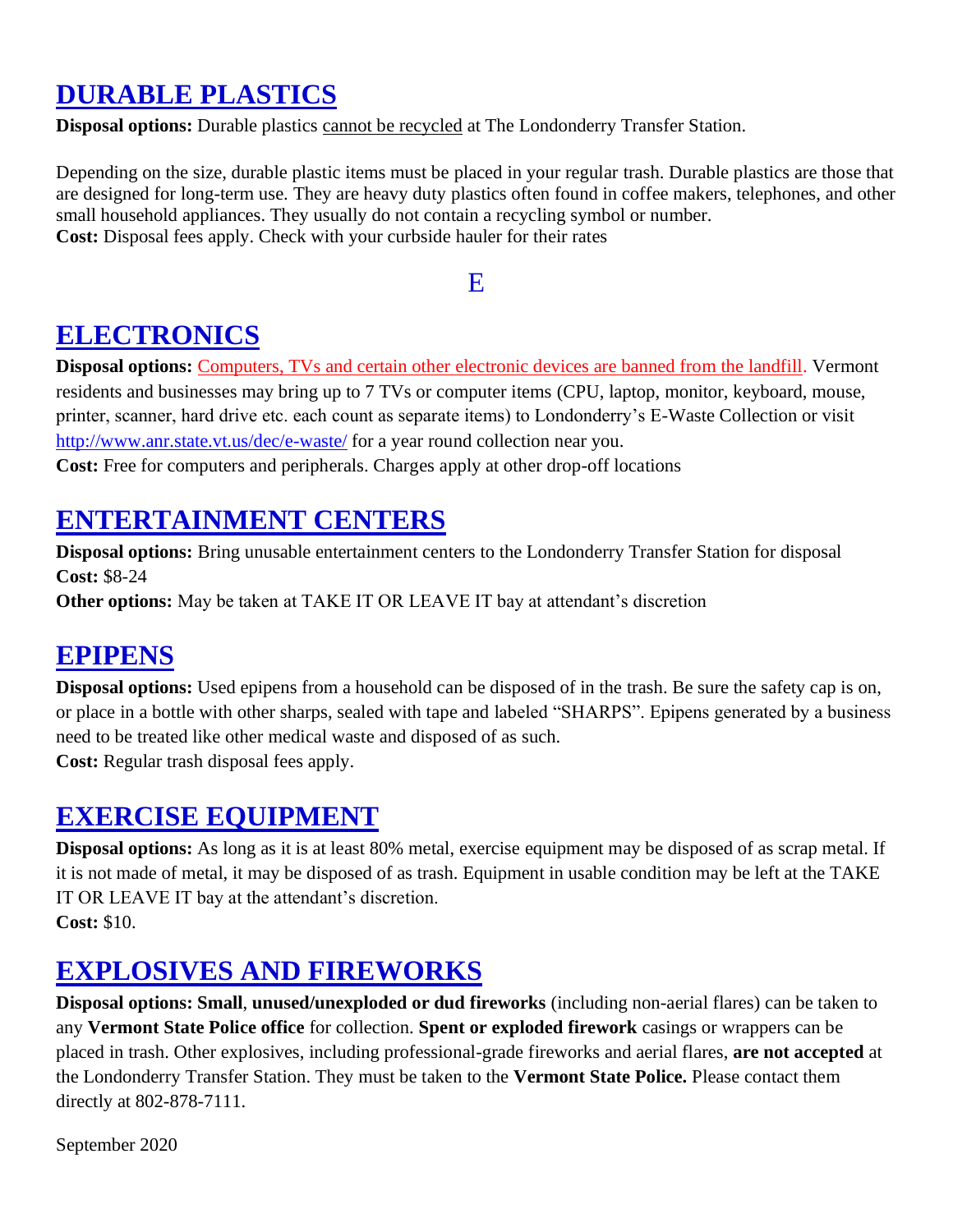## DURABLE PLASTICS

**Disposal options:** Durable plastics cannot be recycled at The Londonderry Transfer Station.

Depending on the size, durable plastic items must be placed in your regular trash. Durable plastics are those that are designed for long-term use. They are heavy duty plastics often found in coffee makers, telephones, and other small household appliances. They usually do not contain a recycling symbol or number.
**Cost:** Disposal fees apply. Check with your curbside hauler for their rates

# E

## ELECTRONICS

**Disposal options:** Computers, TVs and certain other electronic devices are banned from the landfill. Vermont residents and businesses may bring up to 7 TVs or computer items (CPU, laptop, monitor, keyboard, mouse, printer, scanner, hard drive etc. each count as separate items) to Londonderry's E-Waste Collection or visit http://www.anr.state.vt.us/dec/e-waste/ for a year round collection near you.
**Cost:** Free for computers and peripherals. Charges apply at other drop-off locations

## ENTERTAINMENT CENTERS

**Disposal options:** Bring unusable entertainment centers to the Londonderry Transfer Station for disposal
**Cost:** $8-24
**Other options:** May be taken at TAKE IT OR LEAVE IT bay at attendant's discretion

## EPIPENS

**Disposal options:** Used epipens from a household can be disposed of in the trash. Be sure the safety cap is on, or place in a bottle with other sharps, sealed with tape and labeled "SHARPS". Epipens generated by a business need to be treated like other medical waste and disposed of as such.
**Cost:** Regular trash disposal fees apply.

## EXERCISE EQUIPMENT

**Disposal options:** As long as it is at least 80% metal, exercise equipment may be disposed of as scrap metal. If it is not made of metal, it may be disposed of as trash. Equipment in usable condition may be left at the TAKE IT OR LEAVE IT bay at the attendant's discretion.
**Cost:** $10.

## EXPLOSIVES AND FIREWORKS

**Disposal options: Small**, **unused/unexploded or dud fireworks** (including non-aerial flares) can be taken to any **Vermont State Police office** for collection. **Spent or exploded firework** casings or wrappers can be placed in trash. Other explosives, including professional-grade fireworks and aerial flares, **are not accepted** at the Londonderry Transfer Station. They must be taken to the **Vermont State Police.** Please contact them directly at 802-878-7111.

September 2020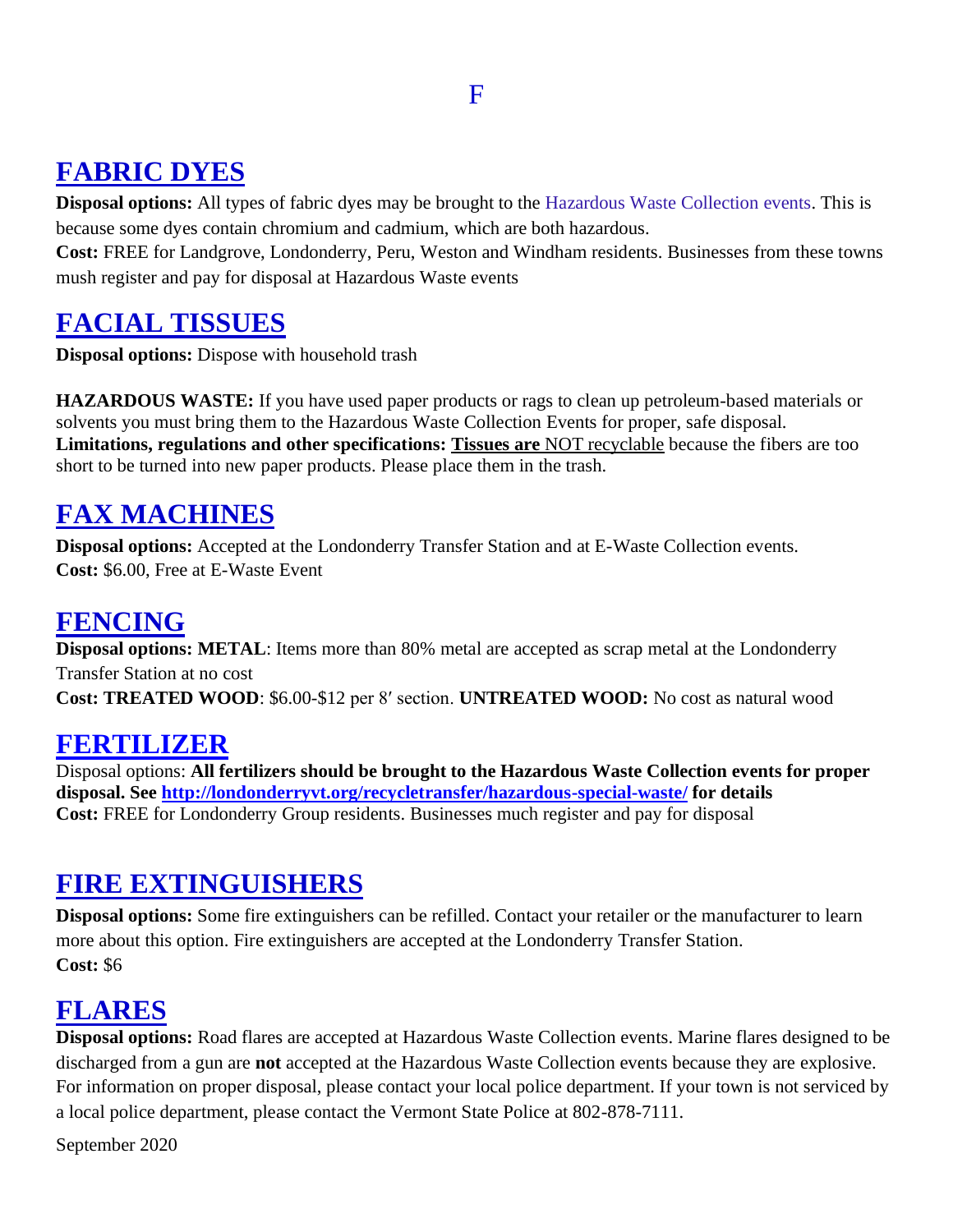# F

## FABRIC DYES

**Disposal options:** All types of fabric dyes may be brought to the Hazardous Waste Collection events. This is because some dyes contain chromium and cadmium, which are both hazardous.
**Cost:** FREE for Landgrove, Londonderry, Peru, Weston and Windham residents. Businesses from these towns mush register and pay for disposal at Hazardous Waste events

## FACIAL TISSUES

**Disposal options:** Dispose with household trash

**HAZARDOUS WASTE:** If you have used paper products or rags to clean up petroleum-based materials or solvents you must bring them to the Hazardous Waste Collection Events for proper, safe disposal.
**Limitations, regulations and other specifications:** **Tissues are** NOT recyclable because the fibers are too short to be turned into new paper products. Please place them in the trash.

## FAX MACHINES

**Disposal options:** Accepted at the Londonderry Transfer Station and at E-Waste Collection events.
**Cost:** $6.00, Free at E-Waste Event

## FENCING

**Disposal options: METAL**: Items more than 80% metal are accepted as scrap metal at the Londonderry Transfer Station at no cost
**Cost: TREATED WOOD**: $6.00-$12 per 8′ section. **UNTREATED WOOD:** No cost as natural wood

## FERTILIZER

Disposal options: **All fertilizers should be brought to the Hazardous Waste Collection events for proper disposal. See http://londonderryvt.org/recycletransfer/hazardous-special-waste/ for details**
**Cost:** FREE for Londonderry Group residents. Businesses much register and pay for disposal

## FIRE EXTINGUISHERS

**Disposal options:** Some fire extinguishers can be refilled. Contact your retailer or the manufacturer to learn more about this option. Fire extinguishers are accepted at the Londonderry Transfer Station.
**Cost:** $6

## FLARES

**Disposal options:** Road flares are accepted at Hazardous Waste Collection events. Marine flares designed to be discharged from a gun are **not** accepted at the Hazardous Waste Collection events because they are explosive. For information on proper disposal, please contact your local police department. If your town is not serviced by a local police department, please contact the Vermont State Police at 802-878-7111.

September 2020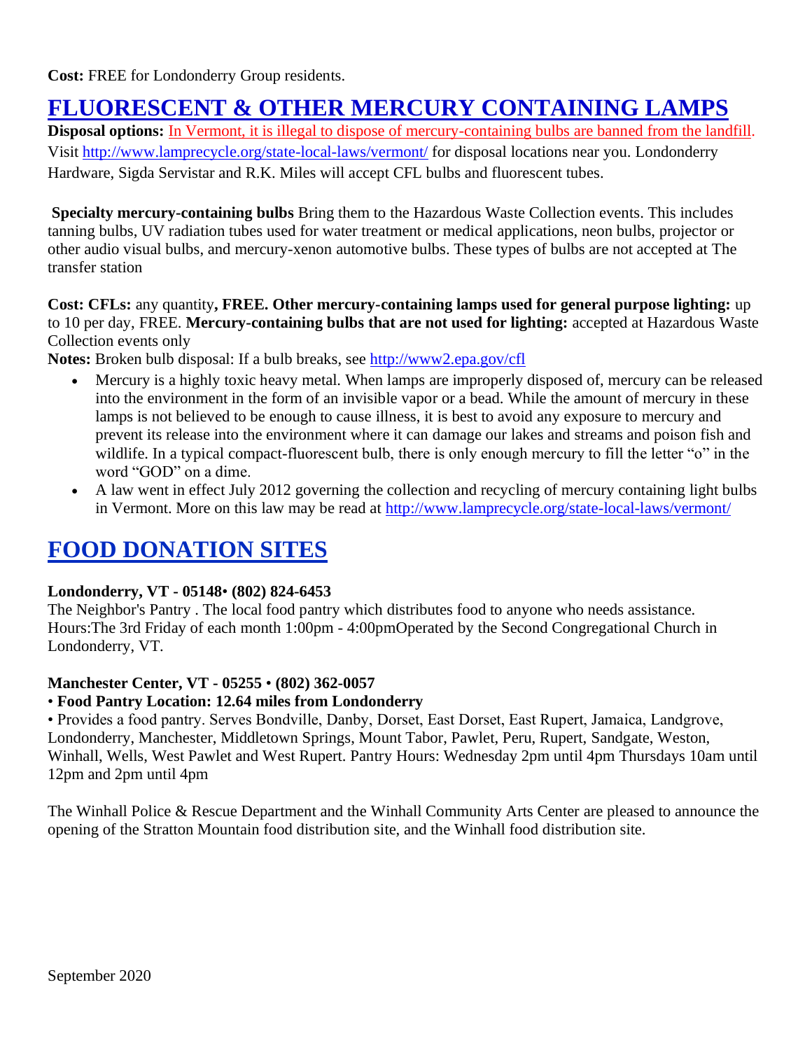**Cost:** FREE for Londonderry Group residents.

## FLUORESCENT & OTHER MERCURY CONTAINING LAMPS

**Disposal options:** In Vermont, it is illegal to dispose of mercury-containing bulbs are banned from the landfill. Visit http://www.lamprecycle.org/state-local-laws/vermont/ for disposal locations near you. Londonderry Hardware, Sigda Servistar and R.K. Miles will accept CFL bulbs and fluorescent tubes.

**Specialty mercury-containing bulbs** Bring them to the Hazardous Waste Collection events. This includes tanning bulbs, UV radiation tubes used for water treatment or medical applications, neon bulbs, projector or other audio visual bulbs, and mercury-xenon automotive bulbs. These types of bulbs are not accepted at The transfer station

**Cost: CFLs:** any quantity**, FREE. Other mercury-containing lamps used for general purpose lighting:** up to 10 per day, FREE. **Mercury-containing bulbs that are not used for lighting:** accepted at Hazardous Waste Collection events only

**Notes:** Broken bulb disposal: If a bulb breaks, see http://www2.epa.gov/cfl

- Mercury is a highly toxic heavy metal. When lamps are improperly disposed of, mercury can be released into the environment in the form of an invisible vapor or a bead. While the amount of mercury in these lamps is not believed to be enough to cause illness, it is best to avoid any exposure to mercury and prevent its release into the environment where it can damage our lakes and streams and poison fish and wildlife. In a typical compact-fluorescent bulb, there is only enough mercury to fill the letter "o" in the word "GOD" on a dime.
- A law went in effect July 2012 governing the collection and recycling of mercury containing light bulbs in Vermont. More on this law may be read at http://www.lamprecycle.org/state-local-laws/vermont/

## FOOD DONATION SITES

**Londonderry, VT - 05148• (802) 824-6453**
The Neighbor's Pantry . The local food pantry which distributes food to anyone who needs assistance. Hours:The 3rd Friday of each month 1:00pm - 4:00pmOperated by the Second Congregational Church in Londonderry, VT.

**Manchester Center, VT - 05255** • **(802) 362-0057**
• **Food Pantry Location: 12.64 miles from Londonderry**
• Provides a food pantry. Serves Bondville, Danby, Dorset, East Dorset, East Rupert, Jamaica, Landgrove, Londonderry, Manchester, Middletown Springs, Mount Tabor, Pawlet, Peru, Rupert, Sandgate, Weston, Winhall, Wells, West Pawlet and West Rupert. Pantry Hours: Wednesday 2pm until 4pm Thursdays 10am until 12pm and 2pm until 4pm

The Winhall Police & Rescue Department and the Winhall Community Arts Center are pleased to announce the opening of the Stratton Mountain food distribution site, and the Winhall food distribution site.

September 2020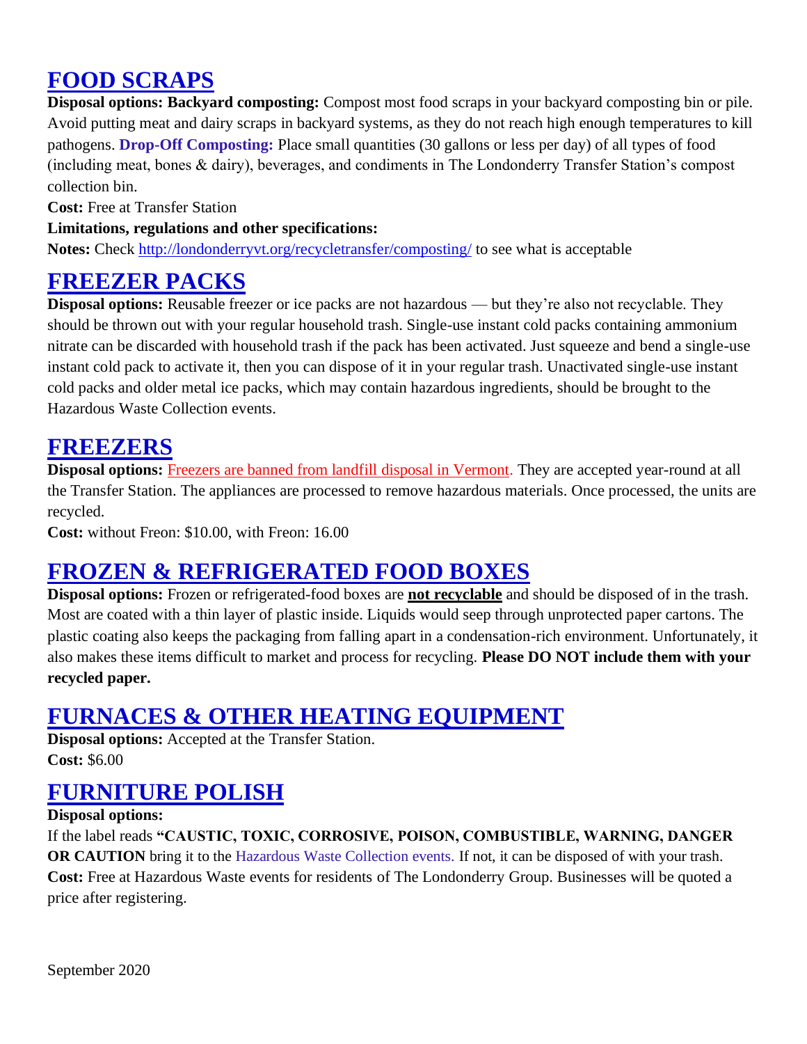## FOOD SCRAPS

**Disposal options: Backyard composting:** Compost most food scraps in your backyard composting bin or pile. Avoid putting meat and dairy scraps in backyard systems, as they do not reach high enough temperatures to kill pathogens. **Drop-Off Composting:** Place small quantities (30 gallons or less per day) of all types of food (including meat, bones & dairy), beverages, and condiments in The Londonderry Transfer Station's compost collection bin.

**Cost:** Free at Transfer Station

**Limitations, regulations and other specifications:**

**Notes:** Check http://londonderryvt.org/recycletransfer/composting/ to see what is acceptable

## FREEZER PACKS

**Disposal options:** Reusable freezer or ice packs are not hazardous — but they're also not recyclable. They should be thrown out with your regular household trash. Single-use instant cold packs containing ammonium nitrate can be discarded with household trash if the pack has been activated. Just squeeze and bend a single-use instant cold pack to activate it, then you can dispose of it in your regular trash. Unactivated single-use instant cold packs and older metal ice packs, which may contain hazardous ingredients, should be brought to the Hazardous Waste Collection events.

## FREEZERS

**Disposal options:** Freezers are banned from landfill disposal in Vermont. They are accepted year-round at all the Transfer Station. The appliances are processed to remove hazardous materials. Once processed, the units are recycled.

**Cost:** without Freon: $10.00, with Freon: 16.00

## FROZEN & REFRIGERATED FOOD BOXES

**Disposal options:** Frozen or refrigerated-food boxes are **not recyclable** and should be disposed of in the trash. Most are coated with a thin layer of plastic inside. Liquids would seep through unprotected paper cartons. The plastic coating also keeps the packaging from falling apart in a condensation-rich environment. Unfortunately, it also makes these items difficult to market and process for recycling. **Please DO NOT include them with your recycled paper.**

## FURNACES & OTHER HEATING EQUIPMENT

**Disposal options:** Accepted at the Transfer Station.

**Cost:** $6.00

## FURNITURE POLISH

**Disposal options:**

If the label reads **"CAUSTIC, TOXIC, CORROSIVE, POISON, COMBUSTIBLE, WARNING, DANGER OR CAUTION** bring it to the Hazardous Waste Collection events. If not, it can be disposed of with your trash.

**Cost:** Free at Hazardous Waste events for residents of The Londonderry Group. Businesses will be quoted a price after registering.

September 2020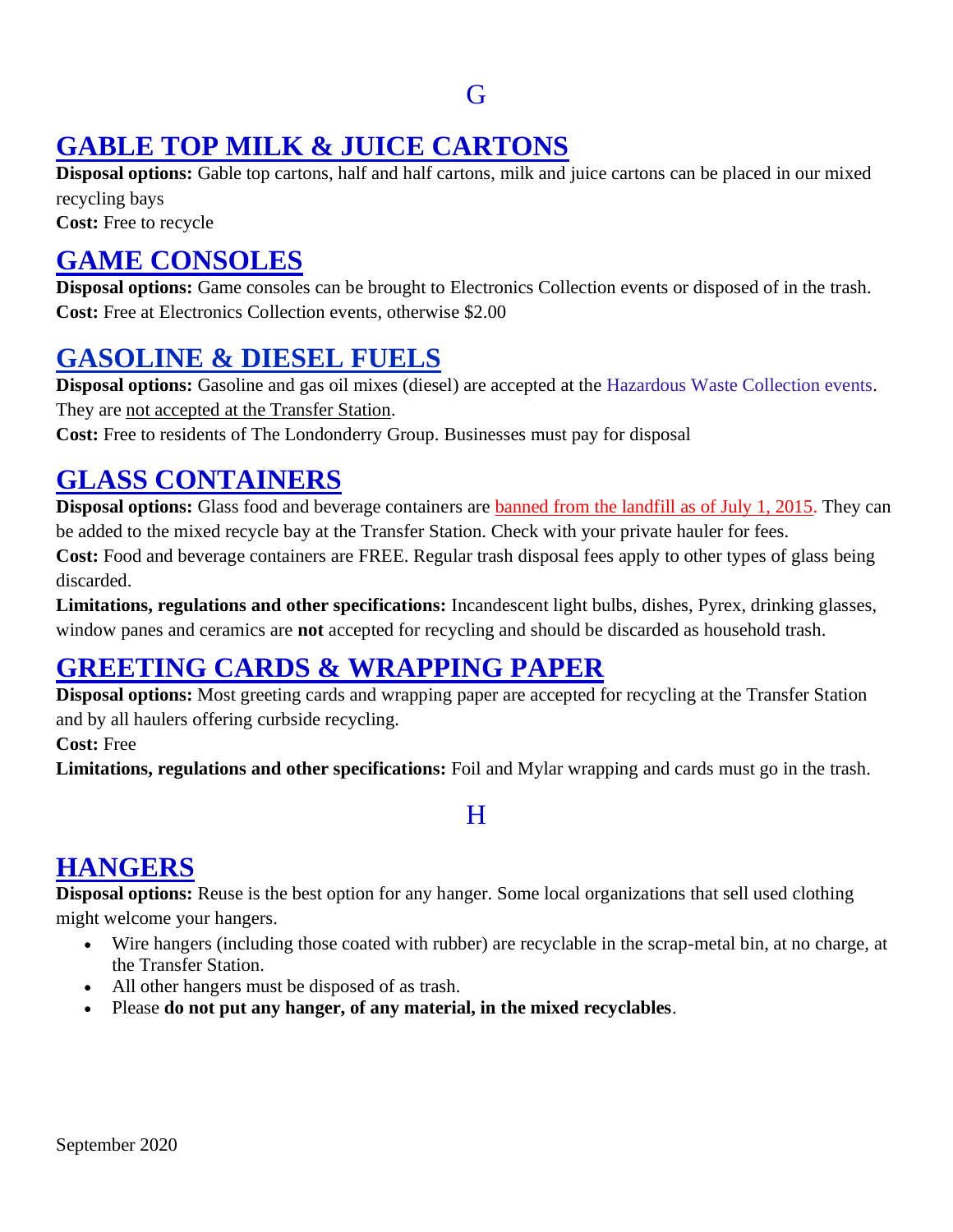# G

## GABLE TOP MILK & JUICE CARTONS

**Disposal options:** Gable top cartons, half and half cartons, milk and juice cartons can be placed in our mixed recycling bays

**Cost:** Free to recycle

## GAME CONSOLES

**Disposal options:** Game consoles can be brought to Electronics Collection events or disposed of in the trash.

**Cost:** Free at Electronics Collection events, otherwise $2.00

## GASOLINE & DIESEL FUELS

**Disposal options:** Gasoline and gas oil mixes (diesel) are accepted at the Hazardous Waste Collection events. They are not accepted at the Transfer Station.

**Cost:** Free to residents of The Londonderry Group. Businesses must pay for disposal

## GLASS CONTAINERS

**Disposal options:** Glass food and beverage containers are banned from the landfill as of July 1, 2015. They can be added to the mixed recycle bay at the Transfer Station. Check with your private hauler for fees.

**Cost:** Food and beverage containers are FREE. Regular trash disposal fees apply to other types of glass being discarded.

**Limitations, regulations and other specifications:** Incandescent light bulbs, dishes, Pyrex, drinking glasses, window panes and ceramics are **not** accepted for recycling and should be discarded as household trash.

## GREETING CARDS & WRAPPING PAPER

**Disposal options:** Most greeting cards and wrapping paper are accepted for recycling at the Transfer Station and by all haulers offering curbside recycling.

**Cost:** Free

**Limitations, regulations and other specifications:** Foil and Mylar wrapping and cards must go in the trash.

# H

## HANGERS

**Disposal options:** Reuse is the best option for any hanger. Some local organizations that sell used clothing might welcome your hangers.

- Wire hangers (including those coated with rubber) are recyclable in the scrap-metal bin, at no charge, at the Transfer Station.
- All other hangers must be disposed of as trash.
- Please **do not put any hanger, of any material, in the mixed recyclables**.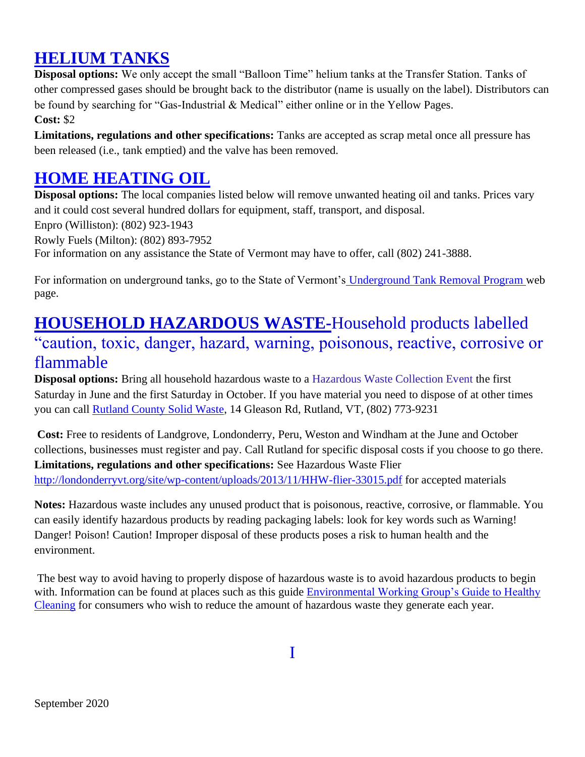## HELIUM TANKS

**Disposal options:** We only accept the small "Balloon Time" helium tanks at the Transfer Station. Tanks of other compressed gases should be brought back to the distributor (name is usually on the label). Distributors can be found by searching for "Gas-Industrial & Medical" either online or in the Yellow Pages.

**Cost:** $2

**Limitations, regulations and other specifications:** Tanks are accepted as scrap metal once all pressure has been released (i.e., tank emptied) and the valve has been removed.

## HOME HEATING OIL

**Disposal options:** The local companies listed below will remove unwanted heating oil and tanks. Prices vary and it could cost several hundred dollars for equipment, staff, transport, and disposal.

Enpro (Williston): (802) 923-1943

Rowly Fuels (Milton): (802) 893-7952

For information on any assistance the State of Vermont may have to offer, call (802) 241-3888.

For information on underground tanks, go to the State of Vermont's Underground Tank Removal Program web page.

## HOUSEHOLD HAZARDOUS WASTE-Household products labelled "caution, toxic, danger, hazard, warning, poisonous, reactive, corrosive or flammable

**Disposal options:** Bring all household hazardous waste to a Hazardous Waste Collection Event the first Saturday in June and the first Saturday in October. If you have material you need to dispose of at other times you can call Rutland County Solid Waste, 14 Gleason Rd, Rutland, VT, (802) 773-9231

**Cost:** Free to residents of Landgrove, Londonderry, Peru, Weston and Windham at the June and October collections, businesses must register and pay. Call Rutland for specific disposal costs if you choose to go there.

**Limitations, regulations and other specifications:** See Hazardous Waste Flier http://londonderryvt.org/site/wp-content/uploads/2013/11/HHW-flier-33015.pdf for accepted materials

**Notes:** Hazardous waste includes any unused product that is poisonous, reactive, corrosive, or flammable. You can easily identify hazardous products by reading packaging labels: look for key words such as Warning! Danger! Poison! Caution! Improper disposal of these products poses a risk to human health and the environment.

The best way to avoid having to properly dispose of hazardous waste is to avoid hazardous products to begin with. Information can be found at places such as this guide Environmental Working Group's Guide to Healthy Cleaning for consumers who wish to reduce the amount of hazardous waste they generate each year.

I

September 2020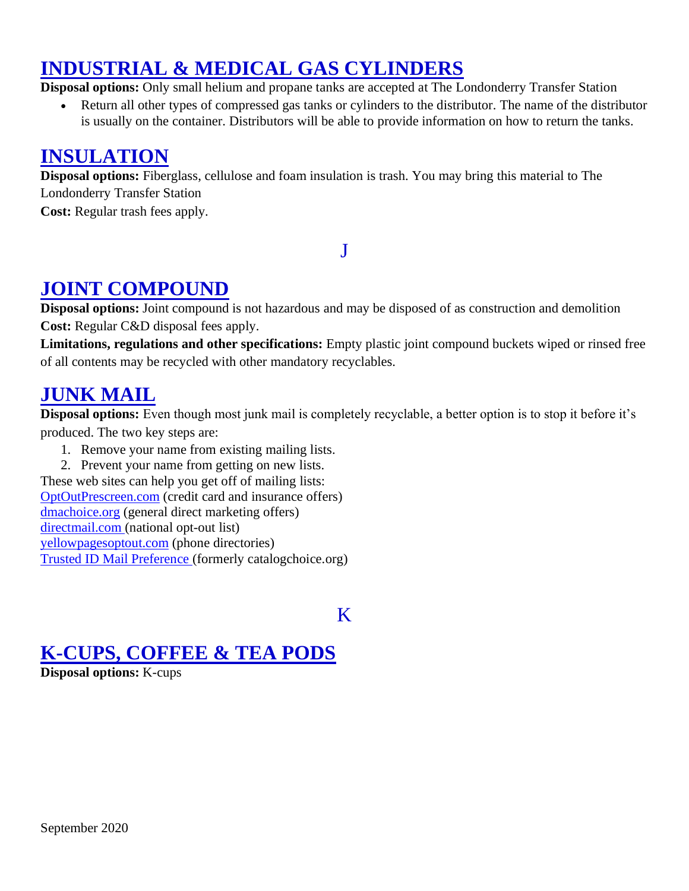## INDUSTRIAL & MEDICAL GAS CYLINDERS

**Disposal options:** Only small helium and propane tanks are accepted at The Londonderry Transfer Station

- Return all other types of compressed gas tanks or cylinders to the distributor. The name of the distributor is usually on the container. Distributors will be able to provide information on how to return the tanks.

## INSULATION

**Disposal options:** Fiberglass, cellulose and foam insulation is trash. You may bring this material to The Londonderry Transfer Station

**Cost:** Regular trash fees apply.

# J

## JOINT COMPOUND

**Disposal options:** Joint compound is not hazardous and may be disposed of as construction and demolition

**Cost:** Regular C&D disposal fees apply.

**Limitations, regulations and other specifications:** Empty plastic joint compound buckets wiped or rinsed free of all contents may be recycled with other mandatory recyclables.

## JUNK MAIL

**Disposal options:** Even though most junk mail is completely recyclable, a better option is to stop it before it's produced. The two key steps are:

1. Remove your name from existing mailing lists.
2. Prevent your name from getting on new lists.

These web sites can help you get off of mailing lists:
OptOutPrescreen.com (credit card and insurance offers)
dmachoice.org (general direct marketing offers)
directmail.com (national opt-out list)
yellowpagesoptout.com (phone directories)
Trusted ID Mail Preference (formerly catalogchoice.org)

# K

## K-CUPS, COFFEE & TEA PODS

**Disposal options:** K-cups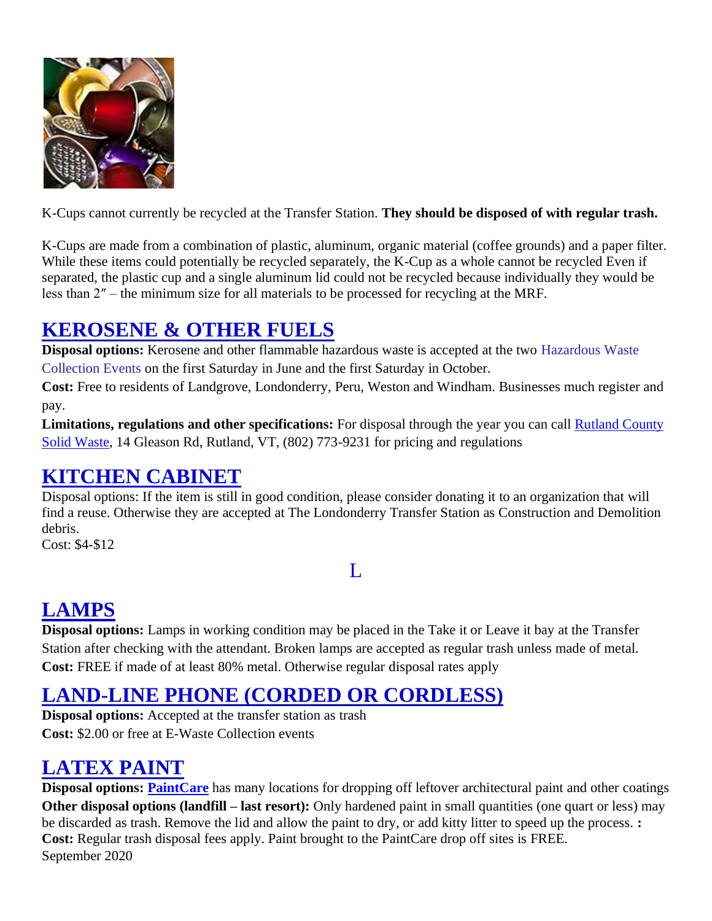K-Cups cannot currently be recycled at the Transfer Station. **They should be disposed of with regular trash.**

K-Cups are made from a combination of plastic, aluminum, organic material (coffee grounds) and a paper filter. While these items could potentially be recycled separately, the K-Cup as a whole cannot be recycled Even if separated, the plastic cup and a single aluminum lid could not be recycled because individually they would be less than 2″ – the minimum size for all materials to be processed for recycling at the MRF.

## KEROSENE & OTHER FUELS

**Disposal options:** Kerosene and other flammable hazardous waste is accepted at the two Hazardous Waste Collection Events on the first Saturday in June and the first Saturday in October.

**Cost:** Free to residents of Landgrove, Londonderry, Peru, Weston and Windham. Businesses much register and pay.

**Limitations, regulations and other specifications:** For disposal through the year you can call Rutland County Solid Waste, 14 Gleason Rd, Rutland, VT, (802) 773-9231 for pricing and regulations

## KITCHEN CABINET

Disposal options: If the item is still in good condition, please consider donating it to an organization that will find a reuse. Otherwise they are accepted at The Londonderry Transfer Station as Construction and Demolition debris.

Cost: $4-$12

# L

## LAMPS

**Disposal options:** Lamps in working condition may be placed in the Take it or Leave it bay at the Transfer Station after checking with the attendant. Broken lamps are accepted as regular trash unless made of metal.

**Cost:** FREE if made of at least 80% metal. Otherwise regular disposal rates apply

## LAND-LINE PHONE (CORDED OR CORDLESS)

**Disposal options:** Accepted at the transfer station as trash

**Cost:** $2.00 or free at E-Waste Collection events

## LATEX PAINT

**Disposal options:** **PaintCare** has many locations for dropping off leftover architectural paint and other coatings

**Other disposal options (landfill – last resort):** Only hardened paint in small quantities (one quart or less) may be discarded as trash. Remove the lid and allow the paint to dry, or add kitty litter to speed up the process. **:**

**Cost:** Regular trash disposal fees apply. Paint brought to the PaintCare drop off sites is FREE.

September 2020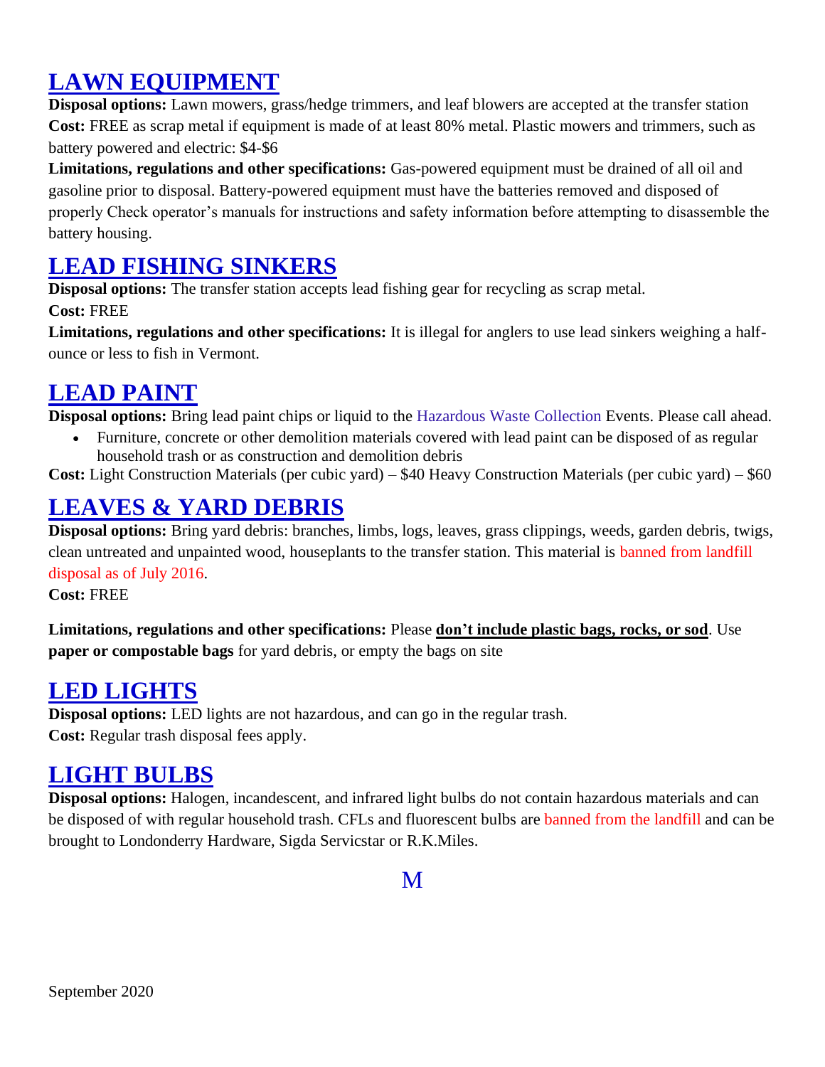## LAWN EQUIPMENT

**Disposal options:** Lawn mowers, grass/hedge trimmers, and leaf blowers are accepted at the transfer station

**Cost:** FREE as scrap metal if equipment is made of at least 80% metal. Plastic mowers and trimmers, such as battery powered and electric: $4-$6

**Limitations, regulations and other specifications:** Gas-powered equipment must be drained of all oil and gasoline prior to disposal. Battery-powered equipment must have the batteries removed and disposed of properly Check operator's manuals for instructions and safety information before attempting to disassemble the battery housing.

## LEAD FISHING SINKERS

**Disposal options:** The transfer station accepts lead fishing gear for recycling as scrap metal.

**Cost:** FREE

**Limitations, regulations and other specifications:** It is illegal for anglers to use lead sinkers weighing a half-ounce or less to fish in Vermont.

## LEAD PAINT

**Disposal options:** Bring lead paint chips or liquid to the Hazardous Waste Collection Events. Please call ahead.

- Furniture, concrete or other demolition materials covered with lead paint can be disposed of as regular household trash or as construction and demolition debris

**Cost:** Light Construction Materials (per cubic yard) – $40 Heavy Construction Materials (per cubic yard) – $60

## LEAVES & YARD DEBRIS

**Disposal options:** Bring yard debris: branches, limbs, logs, leaves, grass clippings, weeds, garden debris, twigs, clean untreated and unpainted wood, houseplants to the transfer station. This material is banned from landfill disposal as of July 2016.

**Cost:** FREE

**Limitations, regulations and other specifications:** Please **don't include plastic bags, rocks, or sod**. Use **paper or compostable bags** for yard debris, or empty the bags on site

## LED LIGHTS

**Disposal options:** LED lights are not hazardous, and can go in the regular trash.

**Cost:** Regular trash disposal fees apply.

## LIGHT BULBS

**Disposal options:** Halogen, incandescent, and infrared light bulbs do not contain hazardous materials and can be disposed of with regular household trash. CFLs and fluorescent bulbs are banned from the landfill and can be brought to Londonderry Hardware, Sigda Servicstar or R.K.Miles.

# M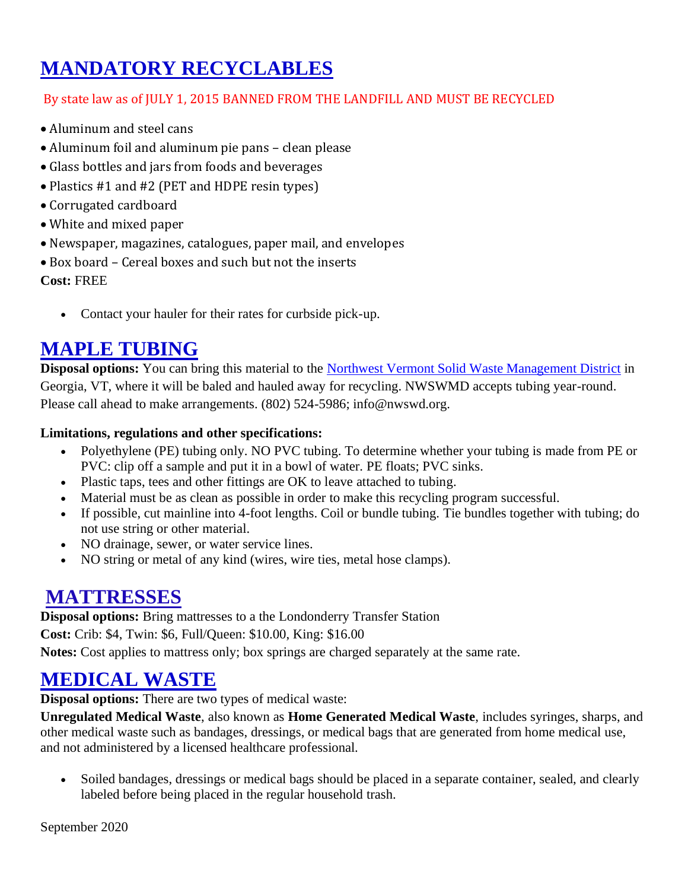## MANDATORY RECYCLABLES

By state law as of JULY 1, 2015 BANNED FROM THE LANDFILL AND MUST BE RECYCLED

- Aluminum and steel cans
- Aluminum foil and aluminum pie pans – clean please
- Glass bottles and jars from foods and beverages
- Plastics #1 and #2 (PET and HDPE resin types)
- Corrugated cardboard
- White and mixed paper
- Newspaper, magazines, catalogues, paper mail, and envelopes
- Box board – Cereal boxes and such but not the inserts

**Cost:** FREE

- Contact your hauler for their rates for curbside pick-up.

## MAPLE TUBING

**Disposal options:** You can bring this material to the Northwest Vermont Solid Waste Management District in Georgia, VT, where it will be baled and hauled away for recycling. NWSWMD accepts tubing year-round. Please call ahead to make arrangements. (802) 524-5986; info@nwswd.org.

**Limitations, regulations and other specifications:**

- Polyethylene (PE) tubing only. NO PVC tubing. To determine whether your tubing is made from PE or PVC: clip off a sample and put it in a bowl of water. PE floats; PVC sinks.
- Plastic taps, tees and other fittings are OK to leave attached to tubing.
- Material must be as clean as possible in order to make this recycling program successful.
- If possible, cut mainline into 4-foot lengths. Coil or bundle tubing. Tie bundles together with tubing; do not use string or other material.
- NO drainage, sewer, or water service lines.
- NO string or metal of any kind (wires, wire ties, metal hose clamps).

## MATTRESSES

**Disposal options:** Bring mattresses to a the Londonderry Transfer Station

**Cost:** Crib: $4, Twin: $6, Full/Queen: $10.00, King: $16.00

**Notes:** Cost applies to mattress only; box springs are charged separately at the same rate.

## MEDICAL WASTE

**Disposal options:** There are two types of medical waste:

**Unregulated Medical Waste**, also known as **Home Generated Medical Waste**, includes syringes, sharps, and other medical waste such as bandages, dressings, or medical bags that are generated from home medical use, and not administered by a licensed healthcare professional.

- Soiled bandages, dressings or medical bags should be placed in a separate container, sealed, and clearly labeled before being placed in the regular household trash.

September 2020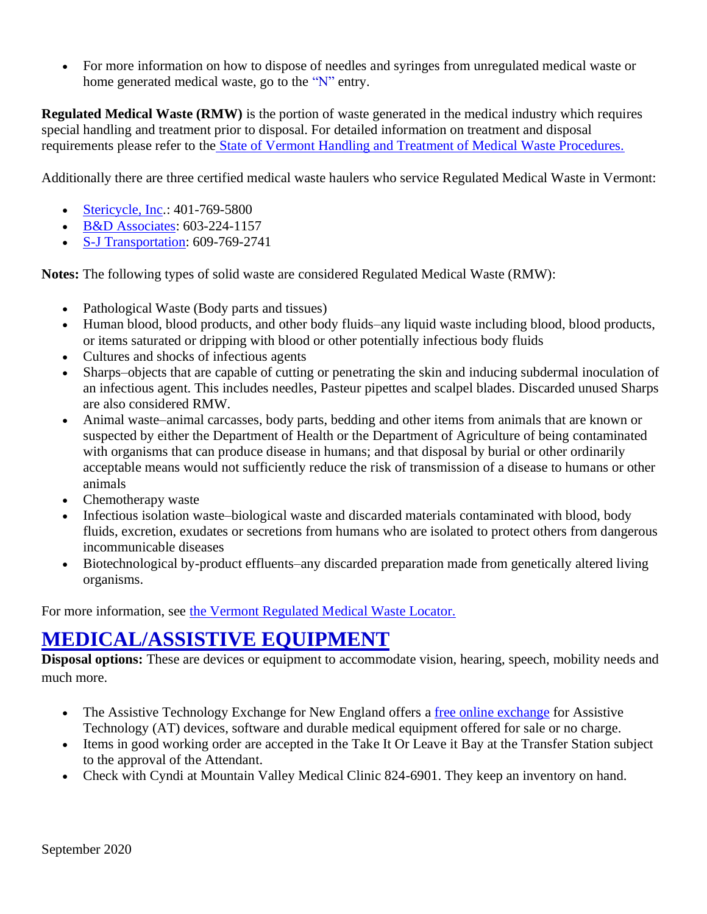- For more information on how to dispose of needles and syringes from unregulated medical waste or home generated medical waste, go to the "N" entry.

**Regulated Medical Waste (RMW)** is the portion of waste generated in the medical industry which requires special handling and treatment prior to disposal. For detailed information on treatment and disposal requirements please refer to the State of Vermont Handling and Treatment of Medical Waste Procedures.

Additionally there are three certified medical waste haulers who service Regulated Medical Waste in Vermont:

- Stericycle, Inc.: 401-769-5800
- B&D Associates: 603-224-1157
- S-J Transportation: 609-769-2741

**Notes:** The following types of solid waste are considered Regulated Medical Waste (RMW):

- Pathological Waste (Body parts and tissues)
- Human blood, blood products, and other body fluids–any liquid waste including blood, blood products, or items saturated or dripping with blood or other potentially infectious body fluids
- Cultures and shocks of infectious agents
- Sharps–objects that are capable of cutting or penetrating the skin and inducing subdermal inoculation of an infectious agent. This includes needles, Pasteur pipettes and scalpel blades. Discarded unused Sharps are also considered RMW.
- Animal waste–animal carcasses, body parts, bedding and other items from animals that are known or suspected by either the Department of Health or the Department of Agriculture of being contaminated with organisms that can produce disease in humans; and that disposal by burial or other ordinarily acceptable means would not sufficiently reduce the risk of transmission of a disease to humans or other animals
- Chemotherapy waste
- Infectious isolation waste–biological waste and discarded materials contaminated with blood, body fluids, excretion, exudates or secretions from humans who are isolated to protect others from dangerous incommunicable diseases
- Biotechnological by-product effluents–any discarded preparation made from genetically altered living organisms.

For more information, see the Vermont Regulated Medical Waste Locator.

# MEDICAL/ASSISTIVE EQUIPMENT

**Disposal options:** These are devices or equipment to accommodate vision, hearing, speech, mobility needs and much more.

- The Assistive Technology Exchange for New England offers a free online exchange for Assistive Technology (AT) devices, software and durable medical equipment offered for sale or no charge.
- Items in good working order are accepted in the Take It Or Leave it Bay at the Transfer Station subject to the approval of the Attendant.
- Check with Cyndi at Mountain Valley Medical Clinic 824-6901. They keep an inventory on hand.

September 2020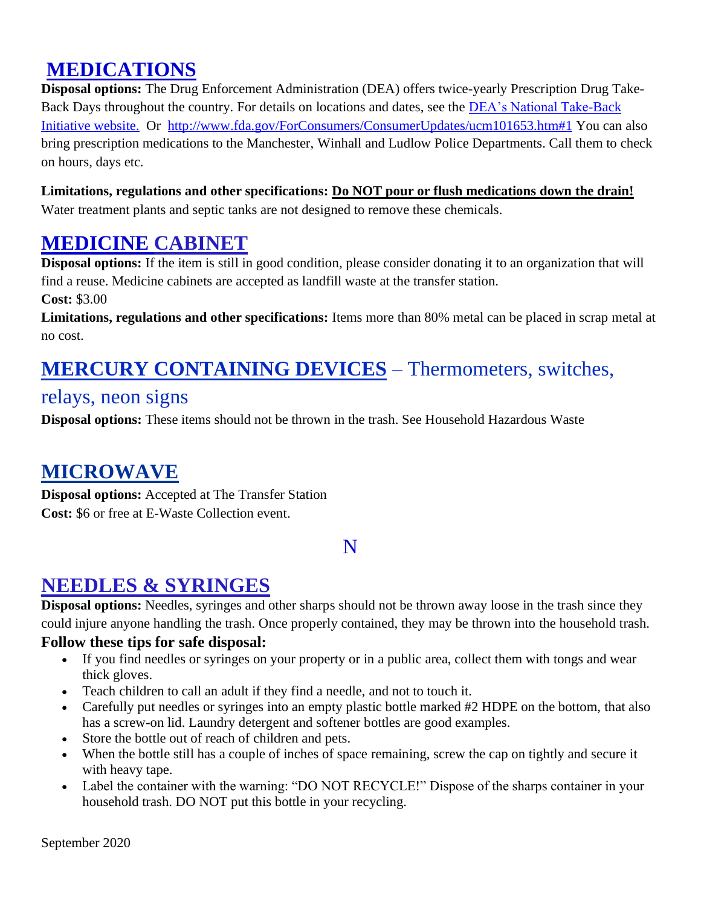## MEDICATIONS

**Disposal options:** The Drug Enforcement Administration (DEA) offers twice-yearly Prescription Drug Take-Back Days throughout the country. For details on locations and dates, see the [DEA's National Take-Back Initiative website.](#) Or http://www.fda.gov/ForConsumers/ConsumerUpdates/ucm101653.htm#1 You can also bring prescription medications to the Manchester, Winhall and Ludlow Police Departments. Call them to check on hours, days etc.

**Limitations, regulations and other specifications: Do NOT pour or flush medications down the drain!** Water treatment plants and septic tanks are not designed to remove these chemicals.

## MEDICINE CABINET

**Disposal options:** If the item is still in good condition, please consider donating it to an organization that will find a reuse. Medicine cabinets are accepted as landfill waste at the transfer station.

**Cost:** $3.00

**Limitations, regulations and other specifications:** Items more than 80% metal can be placed in scrap metal at no cost.

## MERCURY CONTAINING DEVICES – Thermometers, switches, relays, neon signs

**Disposal options:** These items should not be thrown in the trash. See Household Hazardous Waste

## MICROWAVE

**Disposal options:** Accepted at The Transfer Station

**Cost:** $6 or free at E-Waste Collection event.

# N

## NEEDLES & SYRINGES

**Disposal options:** Needles, syringes and other sharps should not be thrown away loose in the trash since they could injure anyone handling the trash. Once properly contained, they may be thrown into the household trash.

**Follow these tips for safe disposal:**

- If you find needles or syringes on your property or in a public area, collect them with tongs and wear thick gloves.
- Teach children to call an adult if they find a needle, and not to touch it.
- Carefully put needles or syringes into an empty plastic bottle marked #2 HDPE on the bottom, that also has a screw-on lid. Laundry detergent and softener bottles are good examples.
- Store the bottle out of reach of children and pets.
- When the bottle still has a couple of inches of space remaining, screw the cap on tightly and secure it with heavy tape.
- Label the container with the warning: "DO NOT RECYCLE!" Dispose of the sharps container in your household trash. DO NOT put this bottle in your recycling.

September 2020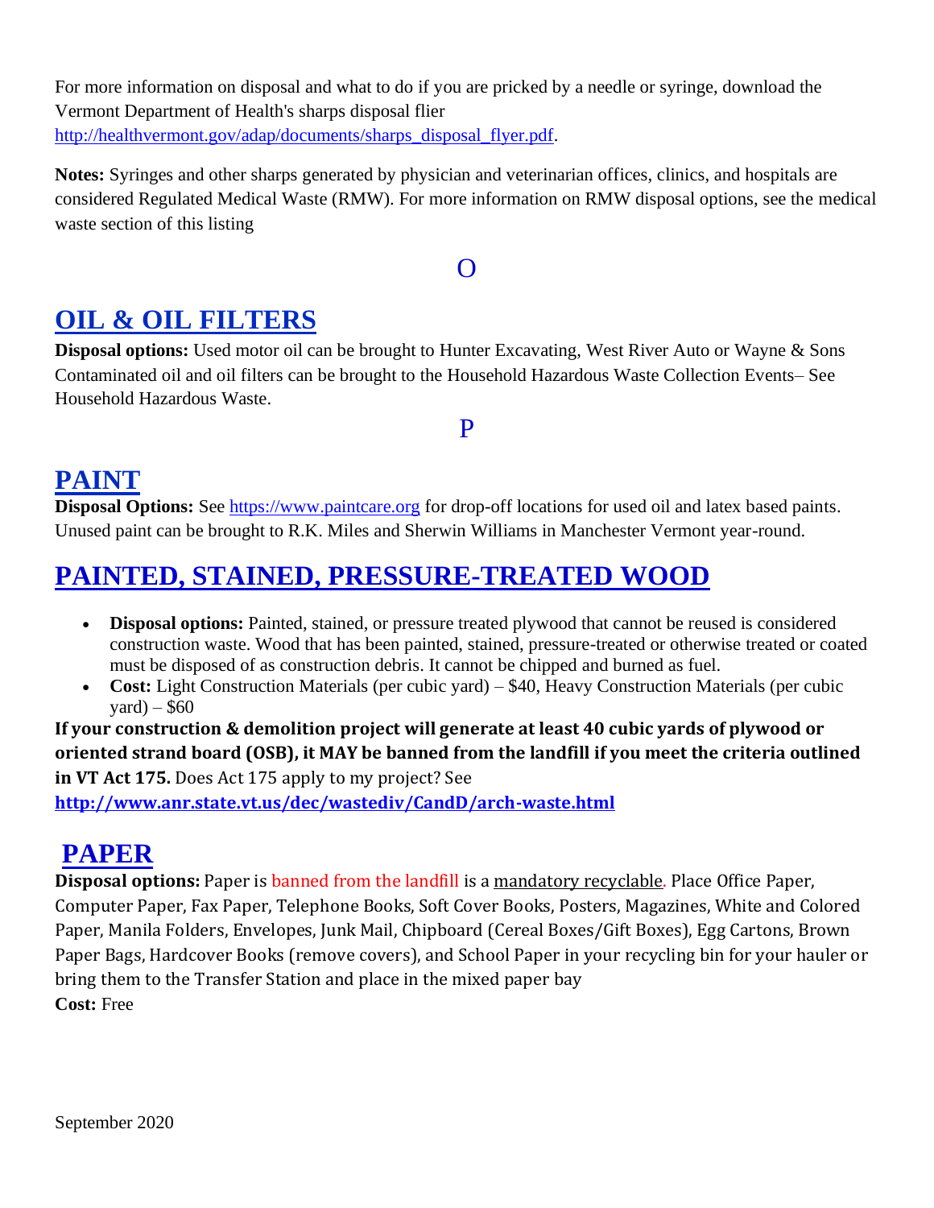For more information on disposal and what to do if you are pricked by a needle or syringe, download the Vermont Department of Health's sharps disposal flier http://healthvermont.gov/adap/documents/sharps_disposal_flyer.pdf.

**Notes:** Syringes and other sharps generated by physician and veterinarian offices, clinics, and hospitals are considered Regulated Medical Waste (RMW). For more information on RMW disposal options, see the medical waste section of this listing

# O

## OIL & OIL FILTERS

**Disposal options:** Used motor oil can be brought to Hunter Excavating, West River Auto or Wayne & Sons Contaminated oil and oil filters can be brought to the Household Hazardous Waste Collection Events– See Household Hazardous Waste.

# P

## PAINT

**Disposal Options:** See https://www.paintcare.org for drop-off locations for used oil and latex based paints. Unused paint can be brought to R.K. Miles and Sherwin Williams in Manchester Vermont year-round.

## PAINTED, STAINED, PRESSURE-TREATED WOOD

- **Disposal options:** Painted, stained, or pressure treated plywood that cannot be reused is considered construction waste. Wood that has been painted, stained, pressure-treated or otherwise treated or coated must be disposed of as construction debris. It cannot be chipped and burned as fuel.
- **Cost:** Light Construction Materials (per cubic yard) – $40, Heavy Construction Materials (per cubic yard) – $60

**If your construction & demolition project will generate at least 40 cubic yards of plywood or oriented strand board (OSB), it MAY be banned from the landfill if you meet the criteria outlined in VT Act 175.** Does Act 175 apply to my project? See **http://www.anr.state.vt.us/dec/wastediv/CandD/arch-waste.html**

## PAPER

**Disposal options:** Paper is banned from the landfill is a mandatory recyclable. Place Office Paper, Computer Paper, Fax Paper, Telephone Books, Soft Cover Books, Posters, Magazines, White and Colored Paper, Manila Folders, Envelopes, Junk Mail, Chipboard (Cereal Boxes/Gift Boxes), Egg Cartons, Brown Paper Bags, Hardcover Books (remove covers), and School Paper in your recycling bin for your hauler or bring them to the Transfer Station and place in the mixed paper bay
**Cost:** Free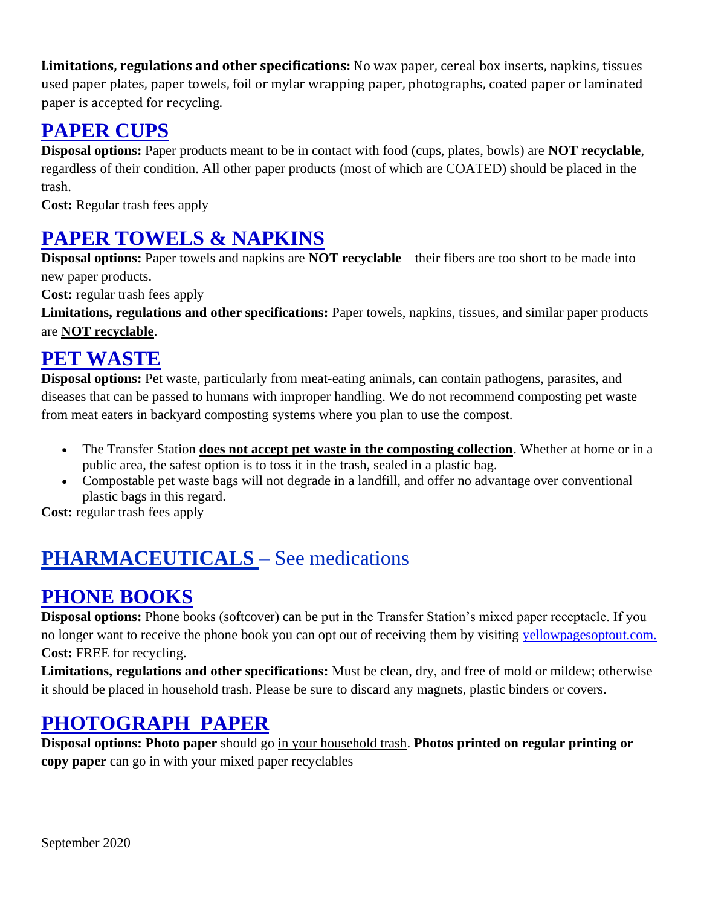**Limitations, regulations and other specifications:** No wax paper, cereal box inserts, napkins, tissues used paper plates, paper towels, foil or mylar wrapping paper, photographs, coated paper or laminated paper is accepted for recycling.

## PAPER CUPS

**Disposal options:** Paper products meant to be in contact with food (cups, plates, bowls) are **NOT recyclable**, regardless of their condition. All other paper products (most of which are COATED) should be placed in the trash.

**Cost:** Regular trash fees apply

## PAPER TOWELS & NAPKINS

**Disposal options:** Paper towels and napkins are **NOT recyclable** – their fibers are too short to be made into new paper products.

**Cost:** regular trash fees apply

**Limitations, regulations and other specifications:** Paper towels, napkins, tissues, and similar paper products are **NOT recyclable**.

## PET WASTE

**Disposal options:** Pet waste, particularly from meat-eating animals, can contain pathogens, parasites, and diseases that can be passed to humans with improper handling. We do not recommend composting pet waste from meat eaters in backyard composting systems where you plan to use the compost.

- The Transfer Station **does not accept pet waste in the composting collection**. Whether at home or in a public area, the safest option is to toss it in the trash, sealed in a plastic bag.
- Compostable pet waste bags will not degrade in a landfill, and offer no advantage over conventional plastic bags in this regard.

**Cost:** regular trash fees apply

## PHARMACEUTICALS – See medications

## PHONE BOOKS

**Disposal options:** Phone books (softcover) can be put in the Transfer Station's mixed paper receptacle. If you no longer want to receive the phone book you can opt out of receiving them by visiting yellowpagesoptout.com.

**Cost:** FREE for recycling.

**Limitations, regulations and other specifications:** Must be clean, dry, and free of mold or mildew; otherwise it should be placed in household trash. Please be sure to discard any magnets, plastic binders or covers.

## PHOTOGRAPH PAPER

**Disposal options: Photo paper** should go in your household trash. **Photos printed on regular printing or copy paper** can go in with your mixed paper recyclables

September 2020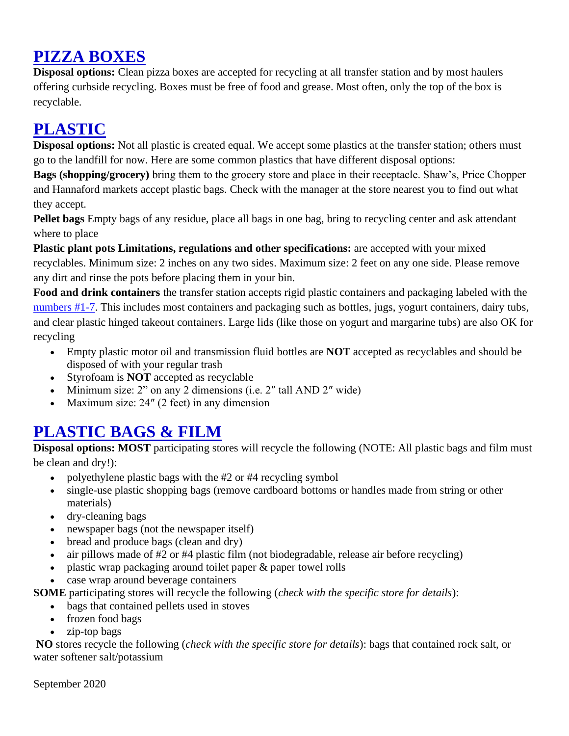## PIZZA BOXES

**Disposal options:** Clean pizza boxes are accepted for recycling at all transfer station and by most haulers offering curbside recycling. Boxes must be free of food and grease. Most often, only the top of the box is recyclable.

## PLASTIC

**Disposal options:** Not all plastic is created equal. We accept some plastics at the transfer station; others must go to the landfill for now. Here are some common plastics that have different disposal options:

**Bags (shopping/grocery)** bring them to the grocery store and place in their receptacle. Shaw's, Price Chopper and Hannaford markets accept plastic bags. Check with the manager at the store nearest you to find out what they accept.

**Pellet bags** Empty bags of any residue, place all bags in one bag, bring to recycling center and ask attendant where to place

**Plastic plant pots Limitations, regulations and other specifications:** are accepted with your mixed recyclables. Minimum size: 2 inches on any two sides. Maximum size: 2 feet on any one side. Please remove any dirt and rinse the pots before placing them in your bin.

**Food and drink containers** the transfer station accepts rigid plastic containers and packaging labeled with the numbers #1-7. This includes most containers and packaging such as bottles, jugs, yogurt containers, dairy tubs, and clear plastic hinged takeout containers. Large lids (like those on yogurt and margarine tubs) are also OK for recycling

- Empty plastic motor oil and transmission fluid bottles are **NOT** accepted as recyclables and should be disposed of with your regular trash
- Styrofoam is **NOT** accepted as recyclable
- Minimum size: 2" on any 2 dimensions (i.e. 2″ tall AND 2″ wide)
- Maximum size: 24″ (2 feet) in any dimension

## PLASTIC BAGS & FILM

**Disposal options: MOST** participating stores will recycle the following (NOTE: All plastic bags and film must be clean and dry!):

- polyethylene plastic bags with the #2 or #4 recycling symbol
- single-use plastic shopping bags (remove cardboard bottoms or handles made from string or other materials)
- dry-cleaning bags
- newspaper bags (not the newspaper itself)
- bread and produce bags (clean and dry)
- air pillows made of #2 or #4 plastic film (not biodegradable, release air before recycling)
- plastic wrap packaging around toilet paper & paper towel rolls
- case wrap around beverage containers

**SOME** participating stores will recycle the following (*check with the specific store for details*):

- bags that contained pellets used in stoves
- frozen food bags
- zip-top bags

**NO** stores recycle the following (*check with the specific store for details*): bags that contained rock salt, or water softener salt/potassium

September 2020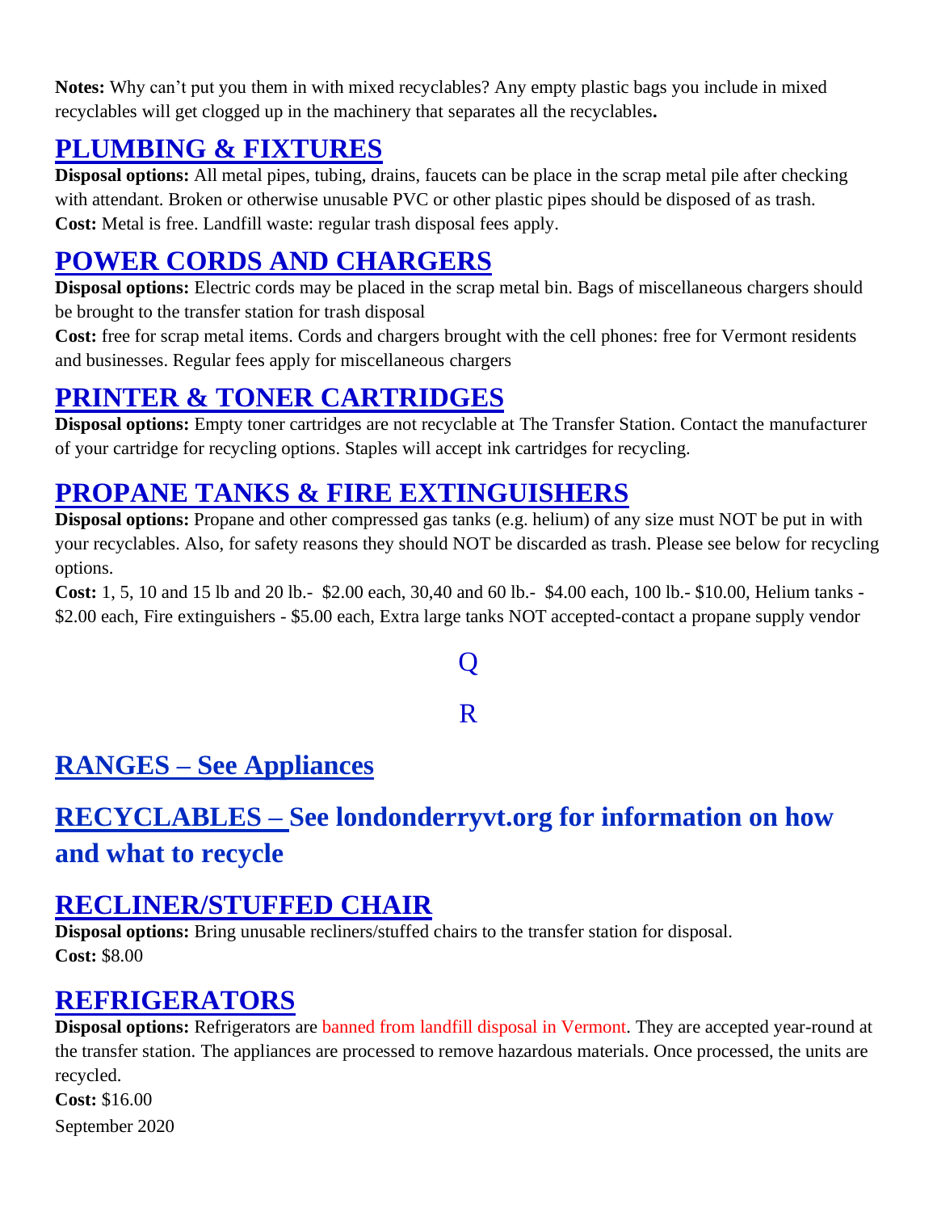**Notes:** Why can't put you them in with mixed recyclables? Any empty plastic bags you include in mixed recyclables will get clogged up in the machinery that separates all the recyclables**.**

## PLUMBING & FIXTURES

**Disposal options:** All metal pipes, tubing, drains, faucets can be place in the scrap metal pile after checking with attendant. Broken or otherwise unusable PVC or other plastic pipes should be disposed of as trash.
**Cost:** Metal is free. Landfill waste: regular trash disposal fees apply.

## POWER CORDS AND CHARGERS

**Disposal options:** Electric cords may be placed in the scrap metal bin. Bags of miscellaneous chargers should be brought to the transfer station for trash disposal
**Cost:** free for scrap metal items. Cords and chargers brought with the cell phones: free for Vermont residents and businesses. Regular fees apply for miscellaneous chargers

## PRINTER & TONER CARTRIDGES

**Disposal options:** Empty toner cartridges are not recyclable at The Transfer Station. Contact the manufacturer of your cartridge for recycling options. Staples will accept ink cartridges for recycling.

## PROPANE TANKS & FIRE EXTINGUISHERS

**Disposal options:** Propane and other compressed gas tanks (e.g. helium) of any size must NOT be put in with your recyclables. Also, for safety reasons they should NOT be discarded as trash. Please see below for recycling options.
**Cost:** 1, 5, 10 and 15 lb and 20 lb.- $2.00 each, 30,40 and 60 lb.- $4.00 each, 100 lb.- $10.00, Helium tanks - $2.00 each, Fire extinguishers - $5.00 each, Extra large tanks NOT accepted-contact a propane supply vendor

# Q

# R

## RANGES – See Appliances

## RECYCLABLES – See londonderryvt.org for information on how and what to recycle

## RECLINER/STUFFED CHAIR

**Disposal options:** Bring unusable recliners/stuffed chairs to the transfer station for disposal.
**Cost:** $8.00

## REFRIGERATORS

**Disposal options:** Refrigerators are banned from landfill disposal in Vermont. They are accepted year-round at the transfer station. The appliances are processed to remove hazardous materials. Once processed, the units are recycled.
**Cost:** $16.00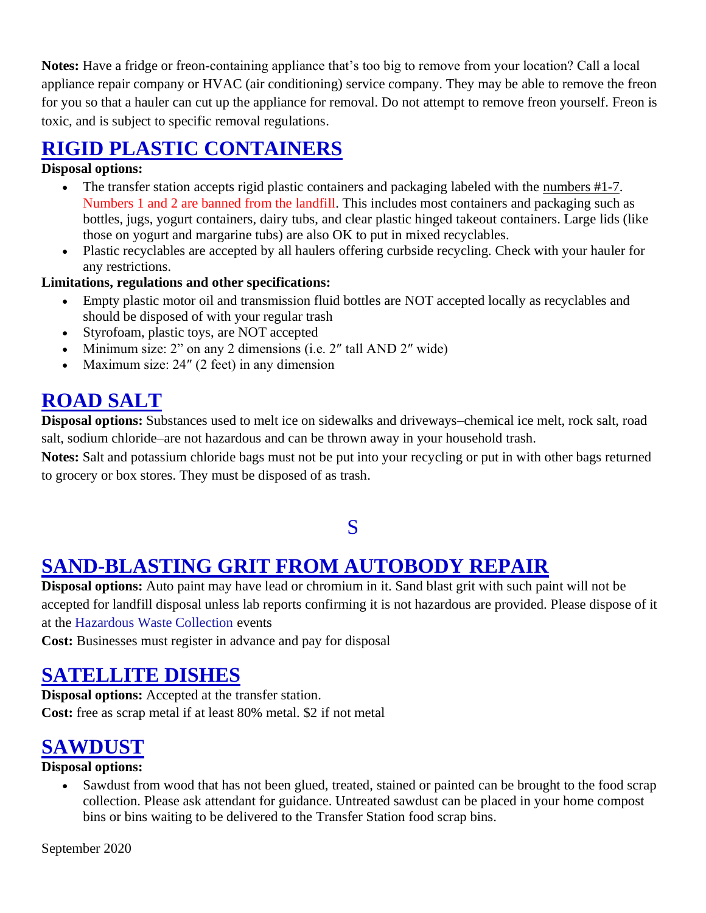**Notes:** Have a fridge or freon-containing appliance that's too big to remove from your location? Call a local appliance repair company or HVAC (air conditioning) service company. They may be able to remove the freon for you so that a hauler can cut up the appliance for removal. Do not attempt to remove freon yourself. Freon is toxic, and is subject to specific removal regulations.

## RIGID PLASTIC CONTAINERS

**Disposal options:**

- The transfer station accepts rigid plastic containers and packaging labeled with the numbers #1-7. Numbers 1 and 2 are banned from the landfill. This includes most containers and packaging such as bottles, jugs, yogurt containers, dairy tubs, and clear plastic hinged takeout containers. Large lids (like those on yogurt and margarine tubs) are also OK to put in mixed recyclables.
- Plastic recyclables are accepted by all haulers offering curbside recycling. Check with your hauler for any restrictions.

**Limitations, regulations and other specifications:**

- Empty plastic motor oil and transmission fluid bottles are NOT accepted locally as recyclables and should be disposed of with your regular trash
- Styrofoam, plastic toys, are NOT accepted
- Minimum size: 2" on any 2 dimensions (i.e. 2″ tall AND 2″ wide)
- Maximum size: 24″ (2 feet) in any dimension

## ROAD SALT

**Disposal options:** Substances used to melt ice on sidewalks and driveways–chemical ice melt, rock salt, road salt, sodium chloride–are not hazardous and can be thrown away in your household trash.

**Notes:** Salt and potassium chloride bags must not be put into your recycling or put in with other bags returned to grocery or box stores. They must be disposed of as trash.

# S

## SAND-BLASTING GRIT FROM AUTOBODY REPAIR

**Disposal options:** Auto paint may have lead or chromium in it. Sand blast grit with such paint will not be accepted for landfill disposal unless lab reports confirming it is not hazardous are provided. Please dispose of it at the Hazardous Waste Collection events

**Cost:** Businesses must register in advance and pay for disposal

## SATELLITE DISHES

**Disposal options:** Accepted at the transfer station.

**Cost:** free as scrap metal if at least 80% metal. $2 if not metal

## SAWDUST

**Disposal options:**

- Sawdust from wood that has not been glued, treated, stained or painted can be brought to the food scrap collection. Please ask attendant for guidance. Untreated sawdust can be placed in your home compost bins or bins waiting to be delivered to the Transfer Station food scrap bins.

September 2020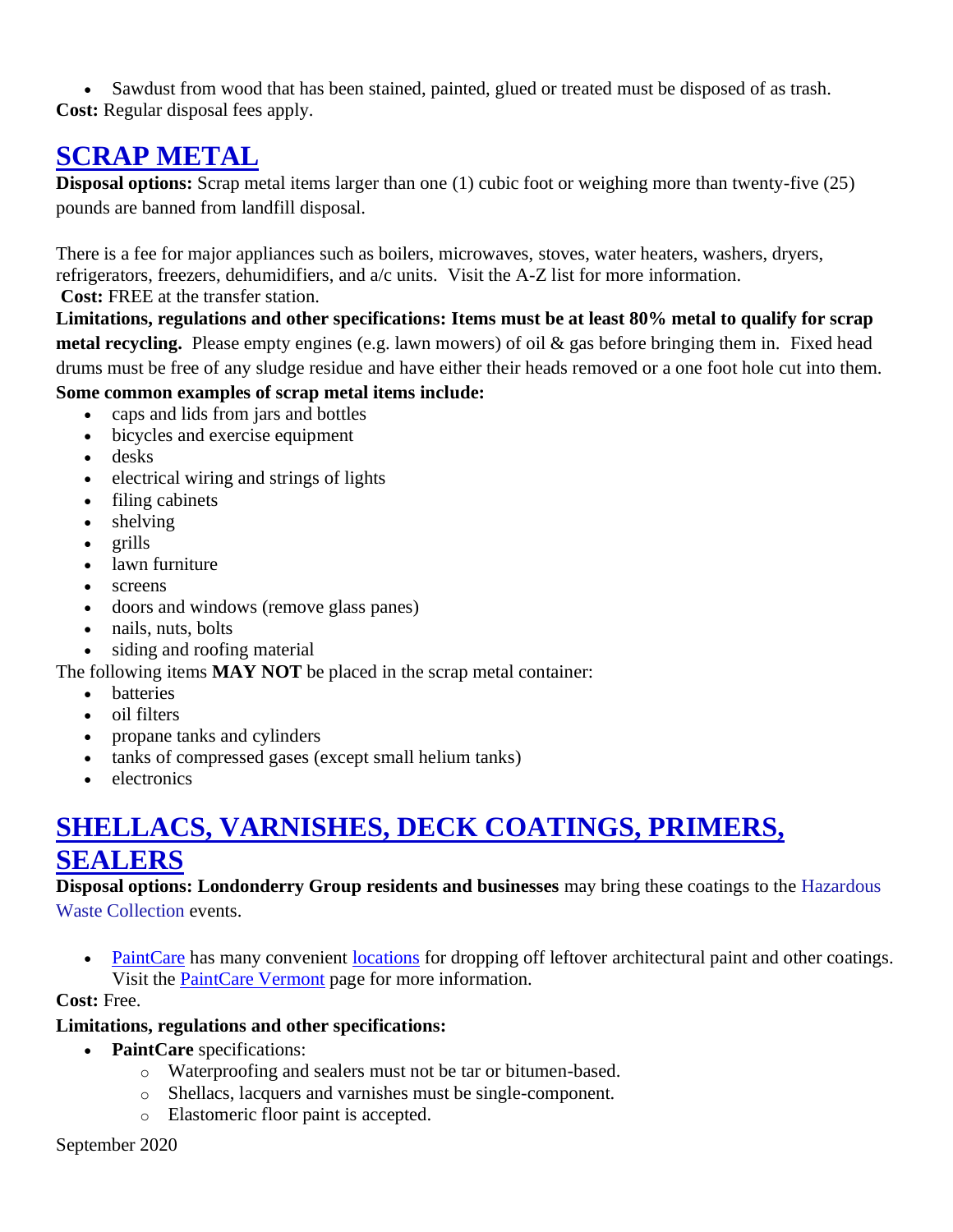- Sawdust from wood that has been stained, painted, glued or treated must be disposed of as trash.

**Cost:** Regular disposal fees apply.

## SCRAP METAL

**Disposal options:** Scrap metal items larger than one (1) cubic foot or weighing more than twenty-five (25) pounds are banned from landfill disposal.

There is a fee for major appliances such as boilers, microwaves, stoves, water heaters, washers, dryers, refrigerators, freezers, dehumidifiers, and a/c units. Visit the A-Z list for more information.

**Cost:** FREE at the transfer station.

**Limitations, regulations and other specifications: Items must be at least 80% metal to qualify for scrap metal recycling.** Please empty engines (e.g. lawn mowers) of oil & gas before bringing them in. Fixed head drums must be free of any sludge residue and have either their heads removed or a one foot hole cut into them.

**Some common examples of scrap metal items include:**

- caps and lids from jars and bottles
- bicycles and exercise equipment
- desks
- electrical wiring and strings of lights
- filing cabinets
- shelving
- grills
- lawn furniture
- screens
- doors and windows (remove glass panes)
- nails, nuts, bolts
- siding and roofing material

The following items **MAY NOT** be placed in the scrap metal container:

- batteries
- oil filters
- propane tanks and cylinders
- tanks of compressed gases (except small helium tanks)
- electronics

## SHELLACS, VARNISHES, DECK COATINGS, PRIMERS, SEALERS

**Disposal options: Londonderry Group residents and businesses** may bring these coatings to the Hazardous Waste Collection events.

- PaintCare has many convenient locations for dropping off leftover architectural paint and other coatings. Visit the PaintCare Vermont page for more information.

**Cost:** Free.

**Limitations, regulations and other specifications:**

- **PaintCare** specifications:
  - Waterproofing and sealers must not be tar or bitumen-based.
  - Shellacs, lacquers and varnishes must be single-component.
  - Elastomeric floor paint is accepted.

September 2020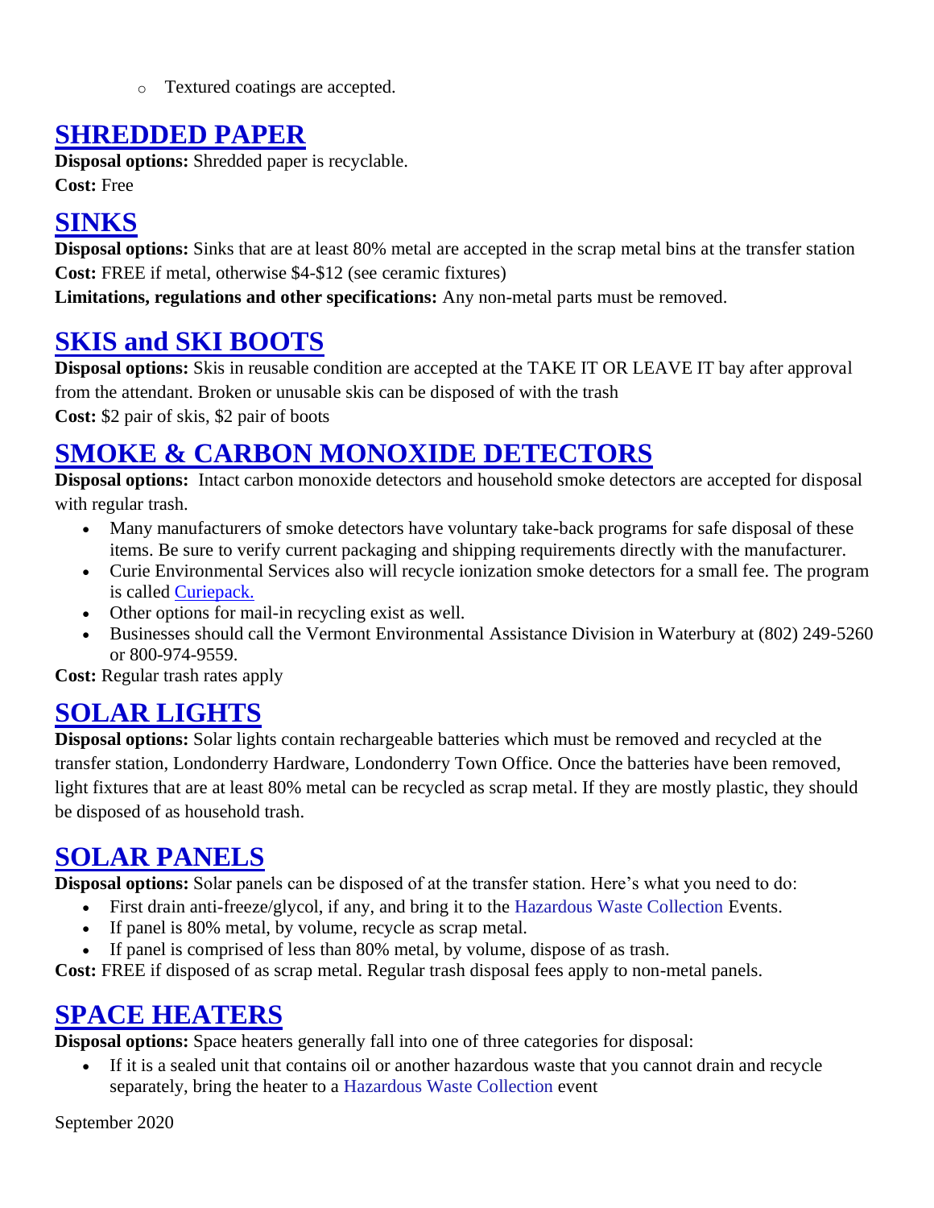- Textured coatings are accepted.

## SHREDDED PAPER

**Disposal options:** Shredded paper is recyclable.
**Cost:** Free

## SINKS

**Disposal options:** Sinks that are at least 80% metal are accepted in the scrap metal bins at the transfer station
**Cost:** FREE if metal, otherwise $4-$12 (see ceramic fixtures)
**Limitations, regulations and other specifications:** Any non-metal parts must be removed.

## SKIS and SKI BOOTS

**Disposal options:** Skis in reusable condition are accepted at the TAKE IT OR LEAVE IT bay after approval from the attendant. Broken or unusable skis can be disposed of with the trash
**Cost:** $2 pair of skis, $2 pair of boots

## SMOKE & CARBON MONOXIDE DETECTORS

**Disposal options:** Intact carbon monoxide detectors and household smoke detectors are accepted for disposal with regular trash.

- Many manufacturers of smoke detectors have voluntary take-back programs for safe disposal of these items. Be sure to verify current packaging and shipping requirements directly with the manufacturer.
- Curie Environmental Services also will recycle ionization smoke detectors for a small fee. The program is called Curiepack.
- Other options for mail-in recycling exist as well.
- Businesses should call the Vermont Environmental Assistance Division in Waterbury at (802) 249-5260 or 800-974-9559.

**Cost:** Regular trash rates apply

## SOLAR LIGHTS

**Disposal options:** Solar lights contain rechargeable batteries which must be removed and recycled at the transfer station, Londonderry Hardware, Londonderry Town Office. Once the batteries have been removed, light fixtures that are at least 80% metal can be recycled as scrap metal. If they are mostly plastic, they should be disposed of as household trash.

## SOLAR PANELS

**Disposal options:** Solar panels can be disposed of at the transfer station. Here's what you need to do:

- First drain anti-freeze/glycol, if any, and bring it to the Hazardous Waste Collection Events.
- If panel is 80% metal, by volume, recycle as scrap metal.
- If panel is comprised of less than 80% metal, by volume, dispose of as trash.

**Cost:** FREE if disposed of as scrap metal. Regular trash disposal fees apply to non-metal panels.

## SPACE HEATERS

**Disposal options:** Space heaters generally fall into one of three categories for disposal:

- If it is a sealed unit that contains oil or another hazardous waste that you cannot drain and recycle separately, bring the heater to a Hazardous Waste Collection event

September 2020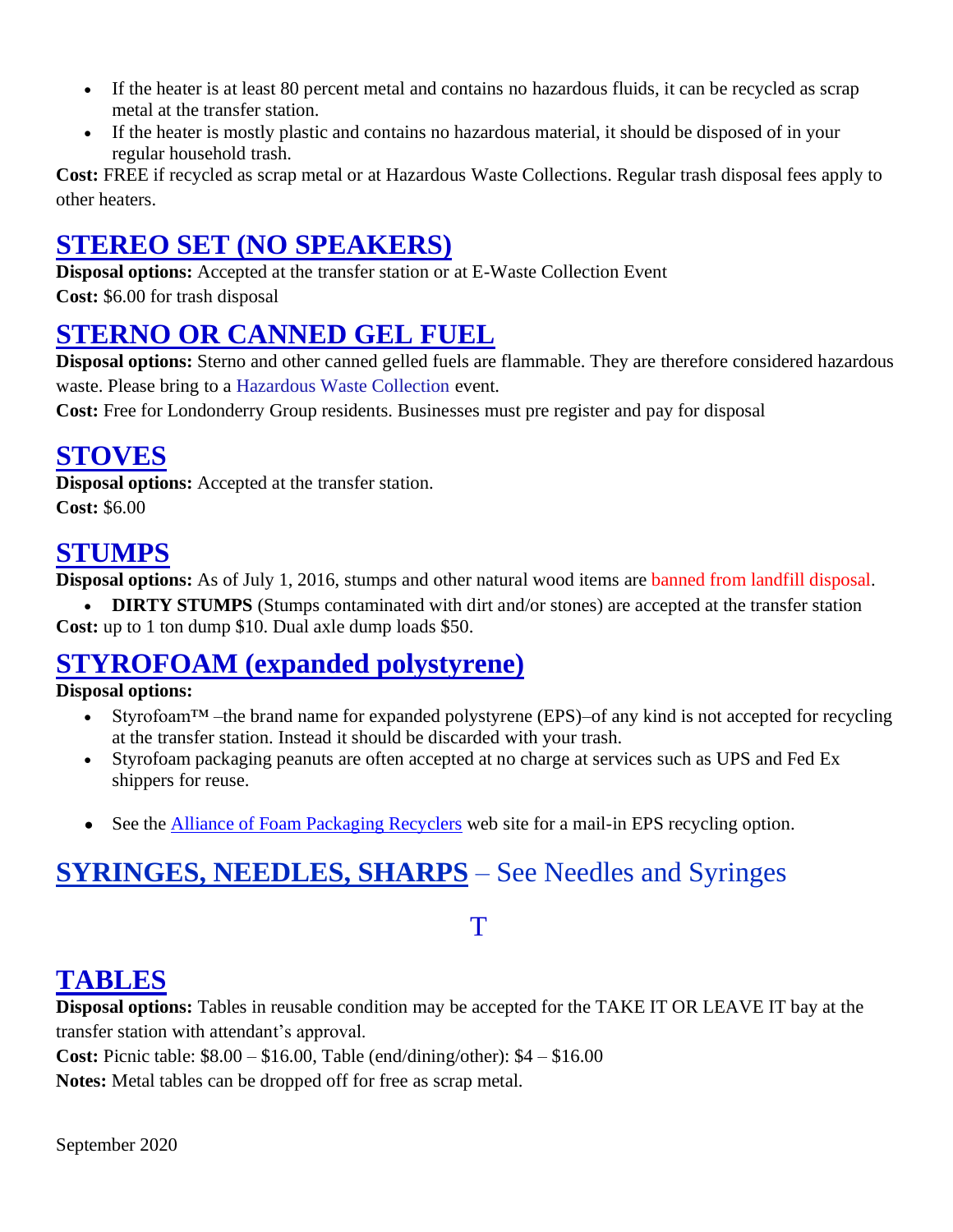- If the heater is at least 80 percent metal and contains no hazardous fluids, it can be recycled as scrap metal at the transfer station.
- If the heater is mostly plastic and contains no hazardous material, it should be disposed of in your regular household trash.

**Cost:** FREE if recycled as scrap metal or at Hazardous Waste Collections. Regular trash disposal fees apply to other heaters.

## STEREO SET (NO SPEAKERS)

**Disposal options:** Accepted at the transfer station or at E-Waste Collection Event
**Cost:** $6.00 for trash disposal

## STERNO OR CANNED GEL FUEL

**Disposal options:** Sterno and other canned gelled fuels are flammable. They are therefore considered hazardous waste. Please bring to a Hazardous Waste Collection event.
**Cost:** Free for Londonderry Group residents. Businesses must pre register and pay for disposal

## STOVES

**Disposal options:** Accepted at the transfer station.
**Cost:** $6.00

## STUMPS

**Disposal options:** As of July 1, 2016, stumps and other natural wood items are banned from landfill disposal.

- **DIRTY STUMPS** (Stumps contaminated with dirt and/or stones) are accepted at the transfer station

**Cost:** up to 1 ton dump $10. Dual axle dump loads $50.

## STYROFOAM (expanded polystyrene)

**Disposal options:**

- Styrofoam™ –the brand name for expanded polystyrene (EPS)–of any kind is not accepted for recycling at the transfer station. Instead it should be discarded with your trash.
- Styrofoam packaging peanuts are often accepted at no charge at services such as UPS and Fed Ex shippers for reuse.
- See the Alliance of Foam Packaging Recyclers web site for a mail-in EPS recycling option.

## SYRINGES, NEEDLES, SHARPS – See Needles and Syringes

# T

## TABLES

**Disposal options:** Tables in reusable condition may be accepted for the TAKE IT OR LEAVE IT bay at the transfer station with attendant's approval.
**Cost:** Picnic table: $8.00 – $16.00, Table (end/dining/other): $4 – $16.00
**Notes:** Metal tables can be dropped off for free as scrap metal.

September 2020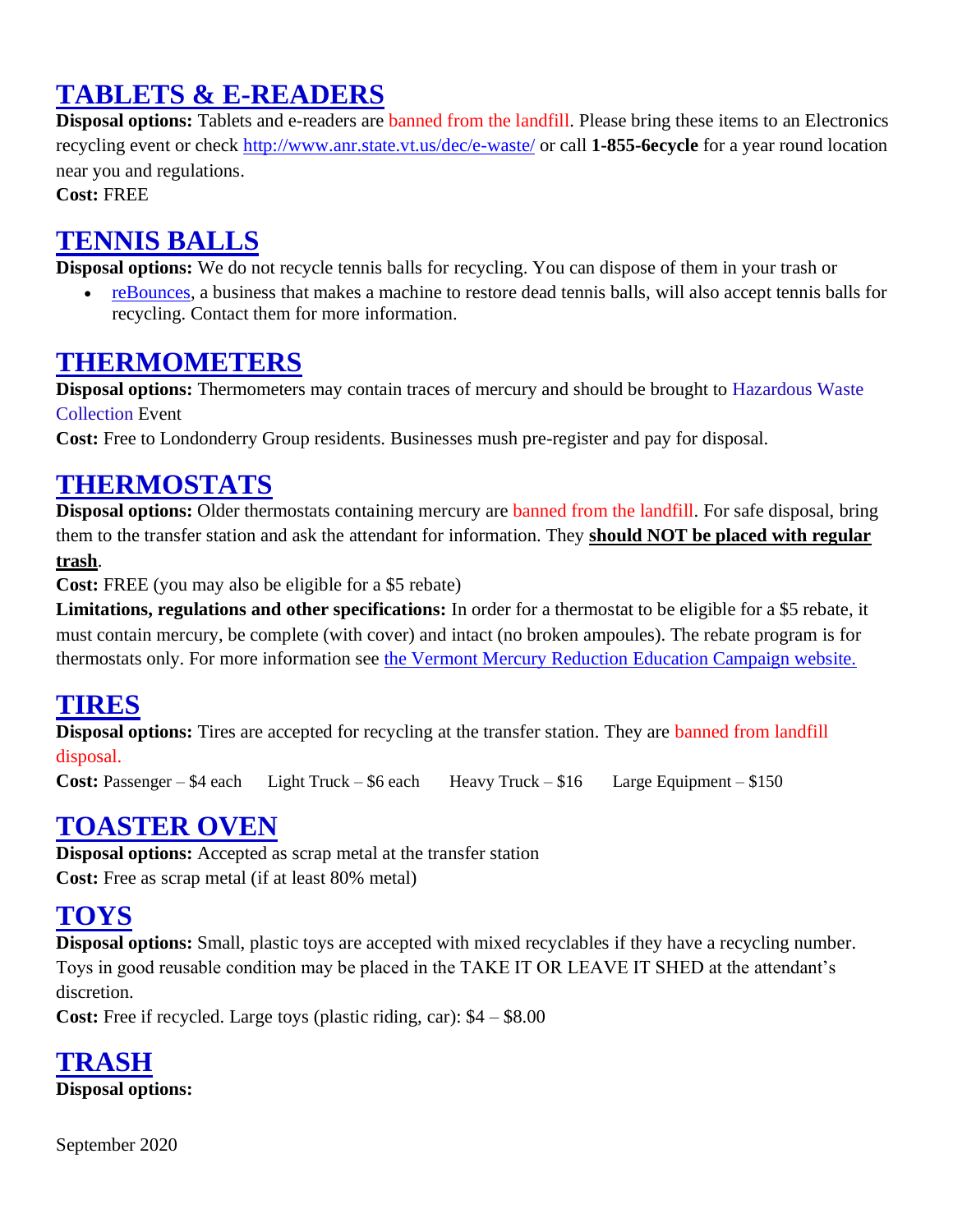## TABLETS & E-READERS

**Disposal options:** Tablets and e-readers are banned from the landfill. Please bring these items to an Electronics recycling event or check http://www.anr.state.vt.us/dec/e-waste/ or call **1-855-6ecycle** for a year round location near you and regulations.

**Cost:** FREE

## TENNIS BALLS

**Disposal options:** We do not recycle tennis balls for recycling. You can dispose of them in your trash or

- reBounces, a business that makes a machine to restore dead tennis balls, will also accept tennis balls for recycling. Contact them for more information.

## THERMOMETERS

**Disposal options:** Thermometers may contain traces of mercury and should be brought to Hazardous Waste Collection Event

**Cost:** Free to Londonderry Group residents. Businesses mush pre-register and pay for disposal.

## THERMOSTATS

**Disposal options:** Older thermostats containing mercury are banned from the landfill. For safe disposal, bring them to the transfer station and ask the attendant for information. They **should NOT be placed with regular trash**.

**Cost:** FREE (you may also be eligible for a $5 rebate)

**Limitations, regulations and other specifications:** In order for a thermostat to be eligible for a $5 rebate, it must contain mercury, be complete (with cover) and intact (no broken ampoules). The rebate program is for thermostats only. For more information see the Vermont Mercury Reduction Education Campaign website.

## TIRES

**Disposal options:** Tires are accepted for recycling at the transfer station. They are banned from landfill disposal.

**Cost:** Passenger – $4 each    Light Truck – $6 each    Heavy Truck – $16    Large Equipment – $150

## TOASTER OVEN

**Disposal options:** Accepted as scrap metal at the transfer station

**Cost:** Free as scrap metal (if at least 80% metal)

## TOYS

**Disposal options:** Small, plastic toys are accepted with mixed recyclables if they have a recycling number. Toys in good reusable condition may be placed in the TAKE IT OR LEAVE IT SHED at the attendant's discretion.

**Cost:** Free if recycled. Large toys (plastic riding, car): $4 – $8.00

## TRASH

**Disposal options:**

September 2020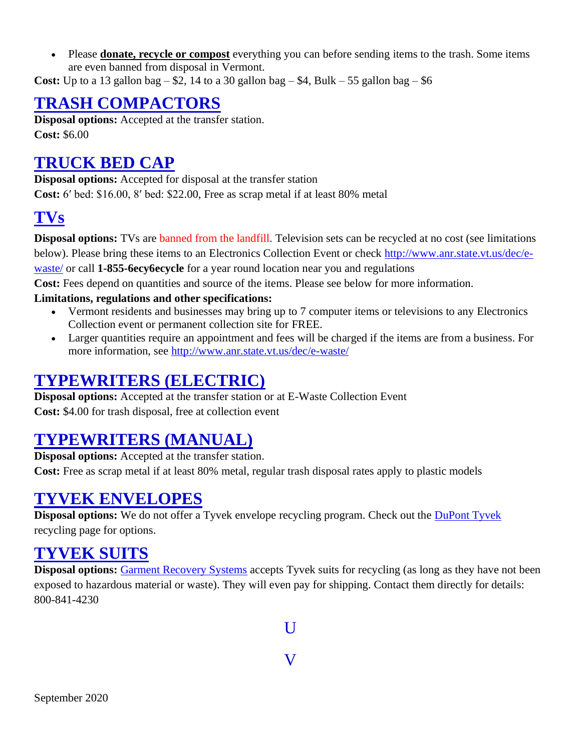- Please **donate, recycle or compost** everything you can before sending items to the trash. Some items are even banned from disposal in Vermont.

**Cost:** Up to a 13 gallon bag – $2, 14 to a 30 gallon bag – $4, Bulk – 55 gallon bag – $6

## TRASH COMPACTORS

**Disposal options:** Accepted at the transfer station.
**Cost:** $6.00

## TRUCK BED CAP

**Disposal options:** Accepted for disposal at the transfer station
**Cost:** 6′ bed: $16.00, 8′ bed: $22.00, Free as scrap metal if at least 80% metal

## TVs

**Disposal options:** TVs are banned from the landfill. Television sets can be recycled at no cost (see limitations below). Please bring these items to an Electronics Collection Event or check http://www.anr.state.vt.us/dec/e-waste/ or call **1-855-6ecy6ecycle** for a year round location near you and regulations

**Cost:** Fees depend on quantities and source of the items. Please see below for more information.

**Limitations, regulations and other specifications:**

- Vermont residents and businesses may bring up to 7 computer items or televisions to any Electronics Collection event or permanent collection site for FREE.
- Larger quantities require an appointment and fees will be charged if the items are from a business. For more information, see http://www.anr.state.vt.us/dec/e-waste/

## TYPEWRITERS (ELECTRIC)

**Disposal options:** Accepted at the transfer station or at E-Waste Collection Event
**Cost:** $4.00 for trash disposal, free at collection event

## TYPEWRITERS (MANUAL)

**Disposal options:** Accepted at the transfer station.
**Cost:** Free as scrap metal if at least 80% metal, regular trash disposal rates apply to plastic models

## TYVEK ENVELOPES

**Disposal options:** We do not offer a Tyvek envelope recycling program. Check out the DuPont Tyvek recycling page for options.

## TYVEK SUITS

**Disposal options:** Garment Recovery Systems accepts Tyvek suits for recycling (as long as they have not been exposed to hazardous material or waste). They will even pay for shipping. Contact them directly for details: 800-841-4230

# U

# V

September 2020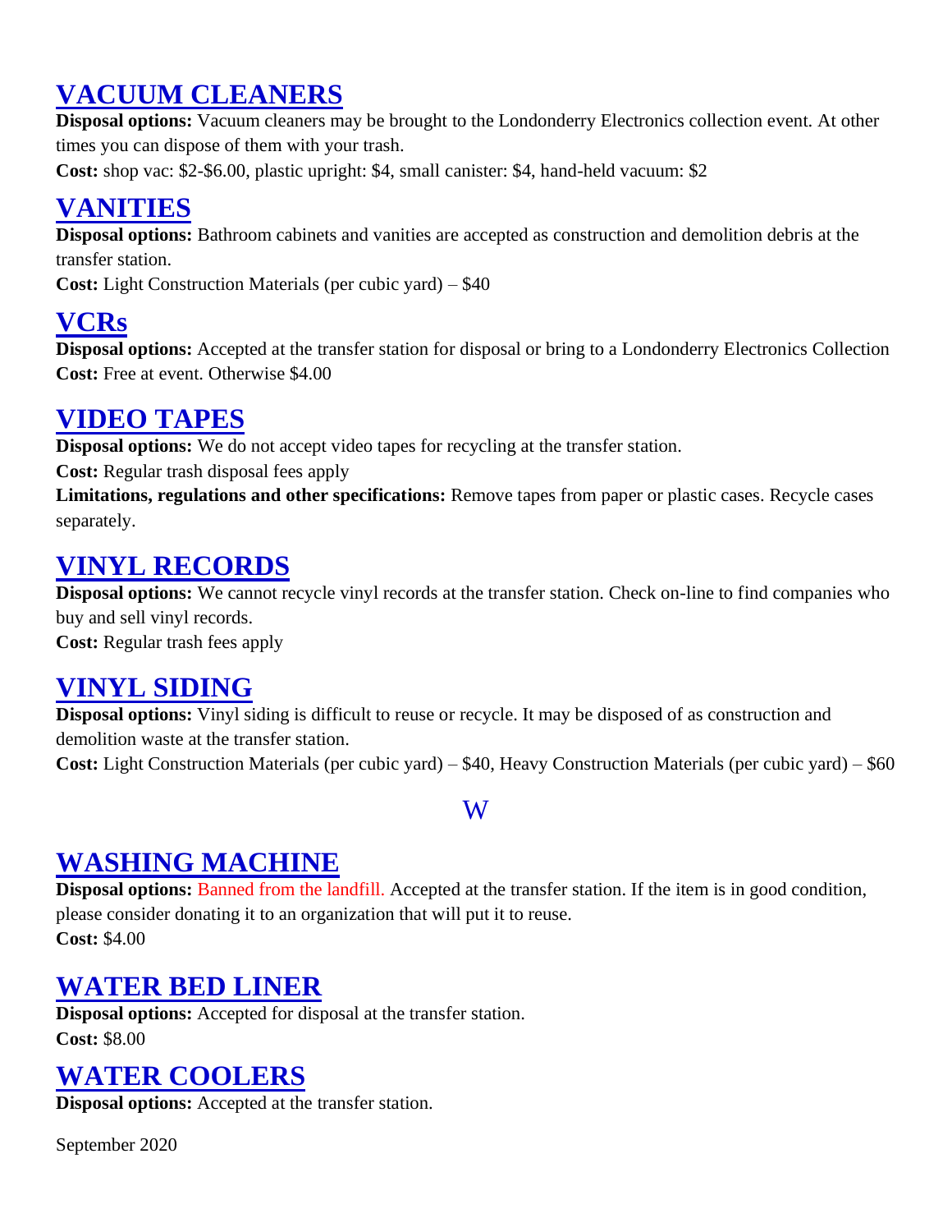## VACUUM CLEANERS

**Disposal options:** Vacuum cleaners may be brought to the Londonderry Electronics collection event. At other times you can dispose of them with your trash.

**Cost:** shop vac: $2-$6.00, plastic upright: $4, small canister: $4, hand-held vacuum: $2

## VANITIES

**Disposal options:** Bathroom cabinets and vanities are accepted as construction and demolition debris at the transfer station.

**Cost:** Light Construction Materials (per cubic yard) – $40

## VCRs

**Disposal options:** Accepted at the transfer station for disposal or bring to a Londonderry Electronics Collection

**Cost:** Free at event. Otherwise $4.00

## VIDEO TAPES

**Disposal options:** We do not accept video tapes for recycling at the transfer station.

**Cost:** Regular trash disposal fees apply

**Limitations, regulations and other specifications:** Remove tapes from paper or plastic cases. Recycle cases separately.

## VINYL RECORDS

**Disposal options:** We cannot recycle vinyl records at the transfer station. Check on-line to find companies who buy and sell vinyl records.

**Cost:** Regular trash fees apply

## VINYL SIDING

**Disposal options:** Vinyl siding is difficult to reuse or recycle. It may be disposed of as construction and demolition waste at the transfer station.

**Cost:** Light Construction Materials (per cubic yard) – $40, Heavy Construction Materials (per cubic yard) – $60

# W

## WASHING MACHINE

**Disposal options:** Banned from the landfill. Accepted at the transfer station. If the item is in good condition, please consider donating it to an organization that will put it to reuse.

**Cost:** $4.00

## WATER BED LINER

**Disposal options:** Accepted for disposal at the transfer station.

**Cost:** $8.00

## WATER COOLERS

**Disposal options:** Accepted at the transfer station.

September 2020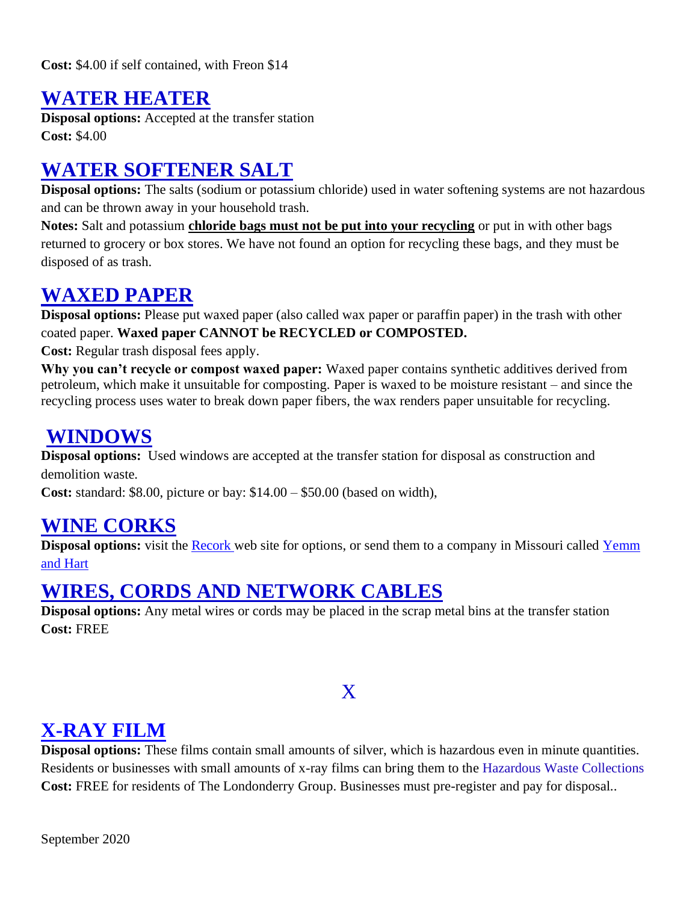**Cost:** $4.00 if self contained, with Freon $14

## WATER HEATER

**Disposal options:** Accepted at the transfer station
**Cost:** $4.00

## WATER SOFTENER SALT

**Disposal options:** The salts (sodium or potassium chloride) used in water softening systems are not hazardous and can be thrown away in your household trash.

**Notes:** Salt and potassium **chloride bags must not be put into your recycling** or put in with other bags returned to grocery or box stores. We have not found an option for recycling these bags, and they must be disposed of as trash.

## WAXED PAPER

**Disposal options:** Please put waxed paper (also called wax paper or paraffin paper) in the trash with other coated paper. **Waxed paper CANNOT be RECYCLED or COMPOSTED.**

**Cost:** Regular trash disposal fees apply.

**Why you can't recycle or compost waxed paper:** Waxed paper contains synthetic additives derived from petroleum, which make it unsuitable for composting. Paper is waxed to be moisture resistant – and since the recycling process uses water to break down paper fibers, the wax renders paper unsuitable for recycling.

## WINDOWS

**Disposal options:** Used windows are accepted at the transfer station for disposal as construction and demolition waste.

**Cost:** standard: $8.00, picture or bay: $14.00 – $50.00 (based on width),

## WINE CORKS

**Disposal options:** visit the Recork web site for options, or send them to a company in Missouri called Yemm and Hart

## WIRES, CORDS AND NETWORK CABLES

**Disposal options:** Any metal wires or cords may be placed in the scrap metal bins at the transfer station
**Cost:** FREE

# X

## X-RAY FILM

**Disposal options:** These films contain small amounts of silver, which is hazardous even in minute quantities. Residents or businesses with small amounts of x-ray films can bring them to the Hazardous Waste Collections
**Cost:** FREE for residents of The Londonderry Group. Businesses must pre-register and pay for disposal..

September 2020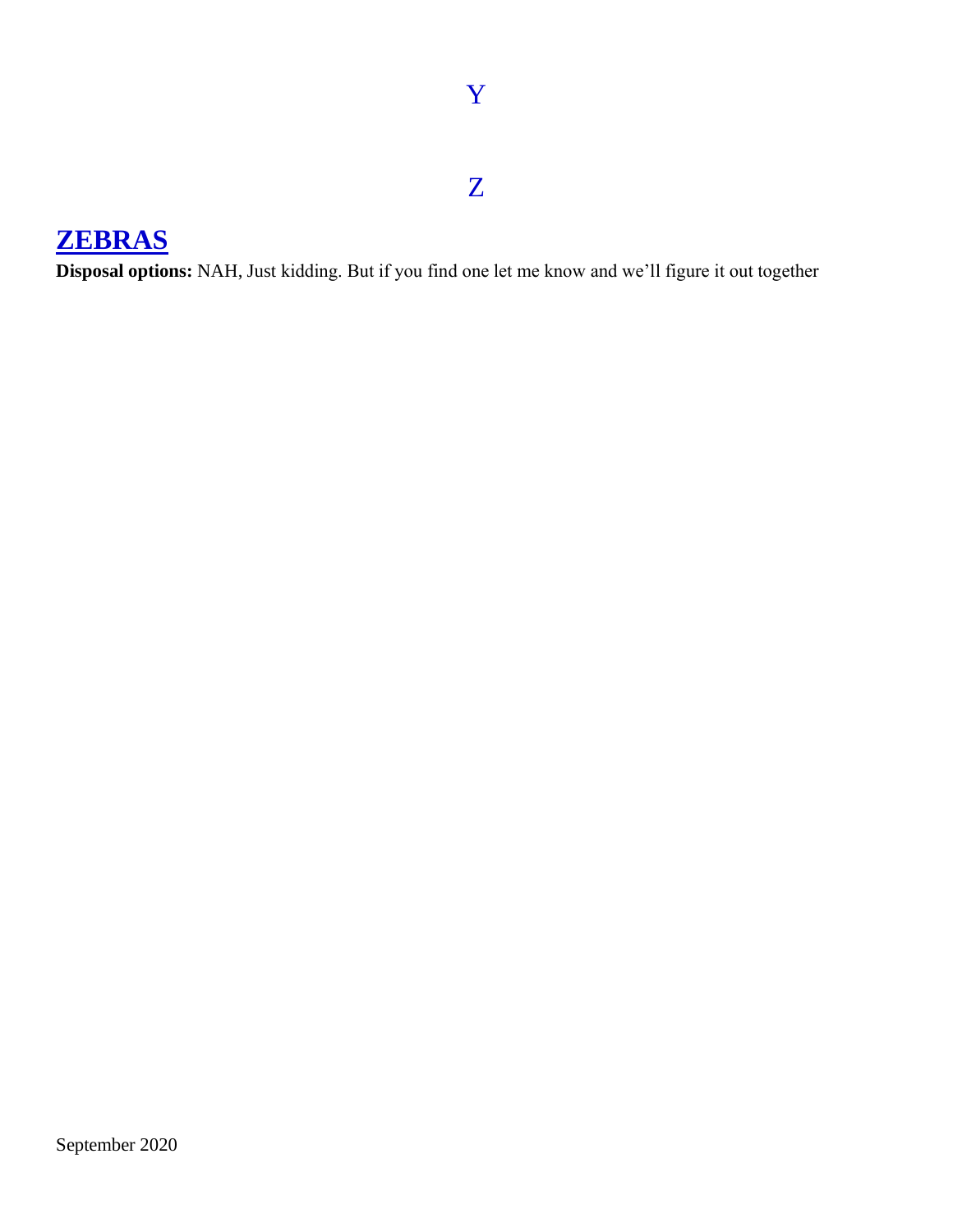Y

Z

## ZEBRAS

**Disposal options:** NAH, Just kidding. But if you find one let me know and we'll figure it out together

September 2020